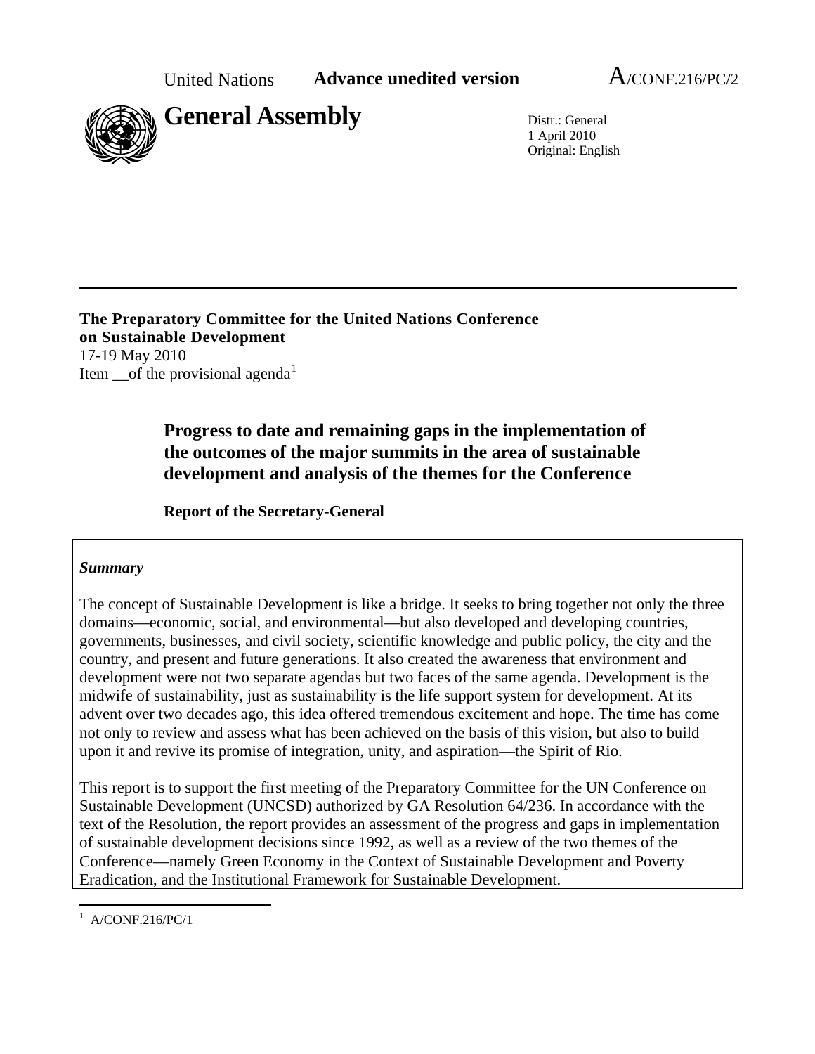United Nations **Advance unedited version** A/CONF.216/PC/2

# General Assembly

Distr.: General
1 April 2010
Original: English

**The Preparatory Committee for the United Nations Conference on Sustainable Development**
17-19 May 2010
Item __of the provisional agenda[1]

## Progress to date and remaining gaps in the implementation of the outcomes of the major summits in the area of sustainable development and analysis of the themes for the Conference

**Report of the Secretary-General**

***Summary***

The concept of Sustainable Development is like a bridge. It seeks to bring together not only the three domains—economic, social, and environmental—but also developed and developing countries, governments, businesses, and civil society, scientific knowledge and public policy, the city and the country, and present and future generations. It also created the awareness that environment and development were not two separate agendas but two faces of the same agenda. Development is the midwife of sustainability, just as sustainability is the life support system for development. At its advent over two decades ago, this idea offered tremendous excitement and hope. The time has come not only to review and assess what has been achieved on the basis of this vision, but also to build upon it and revive its promise of integration, unity, and aspiration—the Spirit of Rio.

This report is to support the first meeting of the Preparatory Committee for the UN Conference on Sustainable Development (UNCSD) authorized by GA Resolution 64/236. In accordance with the text of the Resolution, the report provides an assessment of the progress and gaps in implementation of sustainable development decisions since 1992, as well as a review of the two themes of the Conference—namely Green Economy in the Context of Sustainable Development and Poverty Eradication, and the Institutional Framework for Sustainable Development.

[1] A/CONF.216/PC/1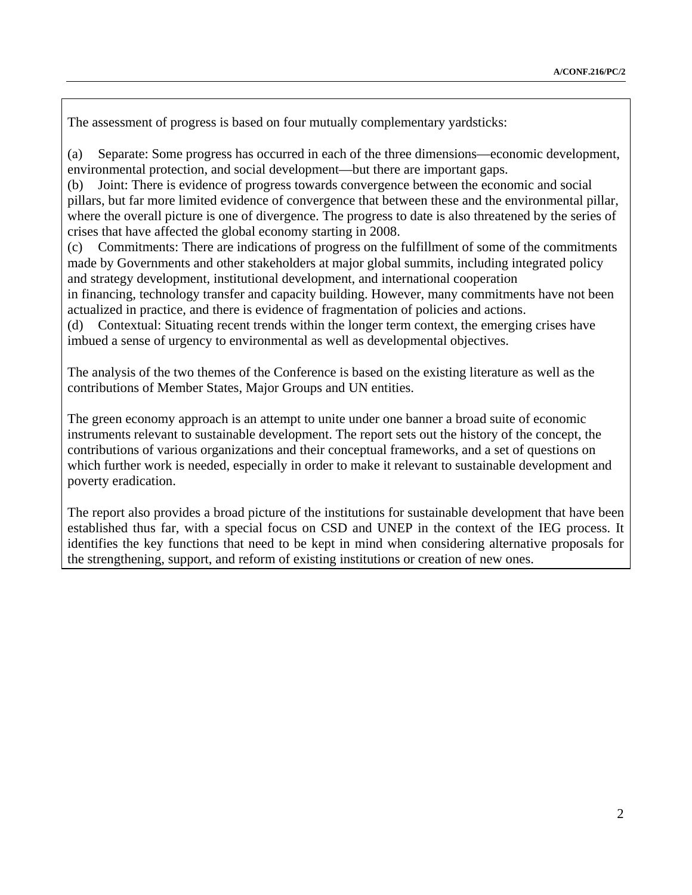The assessment of progress is based on four mutually complementary yardsticks:

(a) Separate: Some progress has occurred in each of the three dimensions—economic development, environmental protection, and social development—but there are important gaps.

(b) Joint: There is evidence of progress towards convergence between the economic and social pillars, but far more limited evidence of convergence that between these and the environmental pillar, where the overall picture is one of divergence. The progress to date is also threatened by the series of crises that have affected the global economy starting in 2008.

(c) Commitments: There are indications of progress on the fulfillment of some of the commitments made by Governments and other stakeholders at major global summits, including integrated policy and strategy development, institutional development, and international cooperation in financing, technology transfer and capacity building. However, many commitments have not been actualized in practice, and there is evidence of fragmentation of policies and actions.

(d) Contextual: Situating recent trends within the longer term context, the emerging crises have imbued a sense of urgency to environmental as well as developmental objectives.

The analysis of the two themes of the Conference is based on the existing literature as well as the contributions of Member States, Major Groups and UN entities.

The green economy approach is an attempt to unite under one banner a broad suite of economic instruments relevant to sustainable development. The report sets out the history of the concept, the contributions of various organizations and their conceptual frameworks, and a set of questions on which further work is needed, especially in order to make it relevant to sustainable development and poverty eradication.

The report also provides a broad picture of the institutions for sustainable development that have been established thus far, with a special focus on CSD and UNEP in the context of the IEG process. It identifies the key functions that need to be kept in mind when considering alternative proposals for the strengthening, support, and reform of existing institutions or creation of new ones.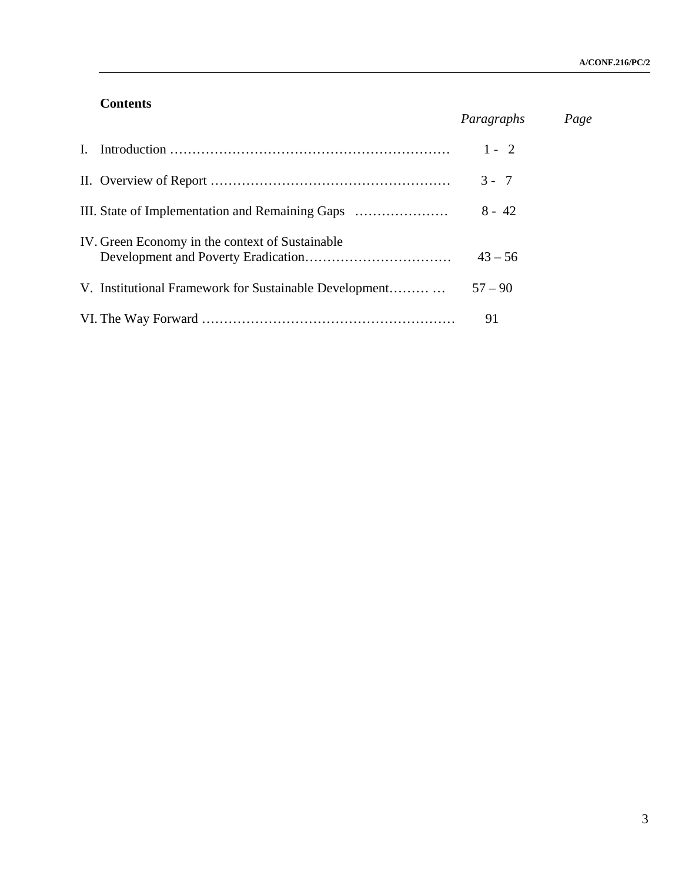## Contents

| | *Paragraphs* | *Page* |
|---|---|---|
| I. Introduction | 1 - 2 | |
| II. Overview of Report | 3 - 7 | |
| III. State of Implementation and Remaining Gaps | 8 - 42 | |
| IV. Green Economy in the context of Sustainable Development and Poverty Eradication | 43 – 56 | |
| V. Institutional Framework for Sustainable Development | 57 – 90 | |
| VI. The Way Forward | 91 | |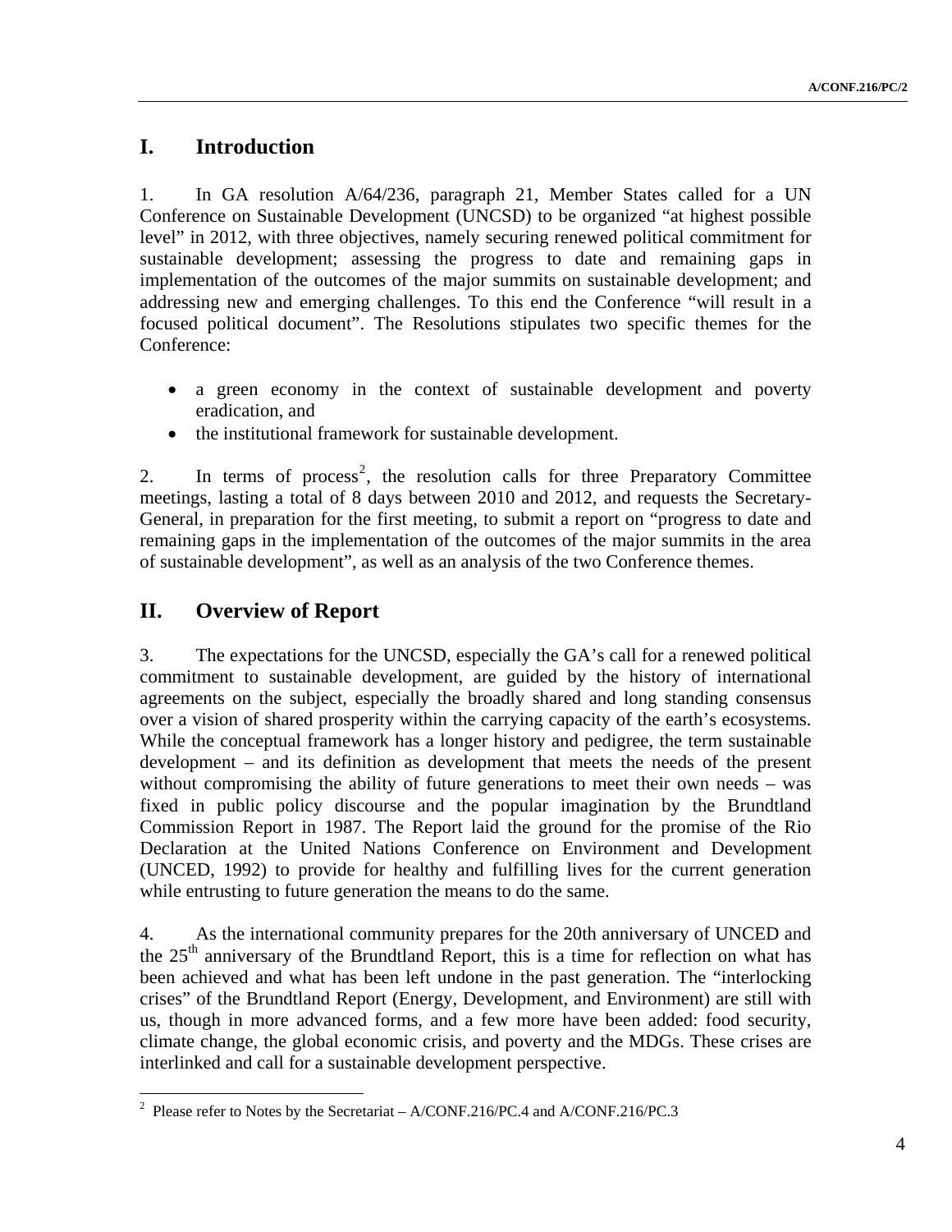## I. Introduction

1. In GA resolution A/64/236, paragraph 21, Member States called for a UN Conference on Sustainable Development (UNCSD) to be organized "at highest possible level" in 2012, with three objectives, namely securing renewed political commitment for sustainable development; assessing the progress to date and remaining gaps in implementation of the outcomes of the major summits on sustainable development; and addressing new and emerging challenges. To this end the Conference "will result in a focused political document". The Resolutions stipulates two specific themes for the Conference:

- a green economy in the context of sustainable development and poverty eradication, and
- the institutional framework for sustainable development.

2. In terms of process[2], the resolution calls for three Preparatory Committee meetings, lasting a total of 8 days between 2010 and 2012, and requests the Secretary-General, in preparation for the first meeting, to submit a report on "progress to date and remaining gaps in the implementation of the outcomes of the major summits in the area of sustainable development", as well as an analysis of the two Conference themes.

## II. Overview of Report

3. The expectations for the UNCSD, especially the GA's call for a renewed political commitment to sustainable development, are guided by the history of international agreements on the subject, especially the broadly shared and long standing consensus over a vision of shared prosperity within the carrying capacity of the earth's ecosystems. While the conceptual framework has a longer history and pedigree, the term sustainable development – and its definition as development that meets the needs of the present without compromising the ability of future generations to meet their own needs – was fixed in public policy discourse and the popular imagination by the Brundtland Commission Report in 1987. The Report laid the ground for the promise of the Rio Declaration at the United Nations Conference on Environment and Development (UNCED, 1992) to provide for healthy and fulfilling lives for the current generation while entrusting to future generation the means to do the same.

4. As the international community prepares for the 20th anniversary of UNCED and the 25th anniversary of the Brundtland Report, this is a time for reflection on what has been achieved and what has been left undone in the past generation. The "interlocking crises" of the Brundtland Report (Energy, Development, and Environment) are still with us, though in more advanced forms, and a few more have been added: food security, climate change, the global economic crisis, and poverty and the MDGs. These crises are interlinked and call for a sustainable development perspective.

---

[2] Please refer to Notes by the Secretariat – A/CONF.216/PC.4 and A/CONF.216/PC.3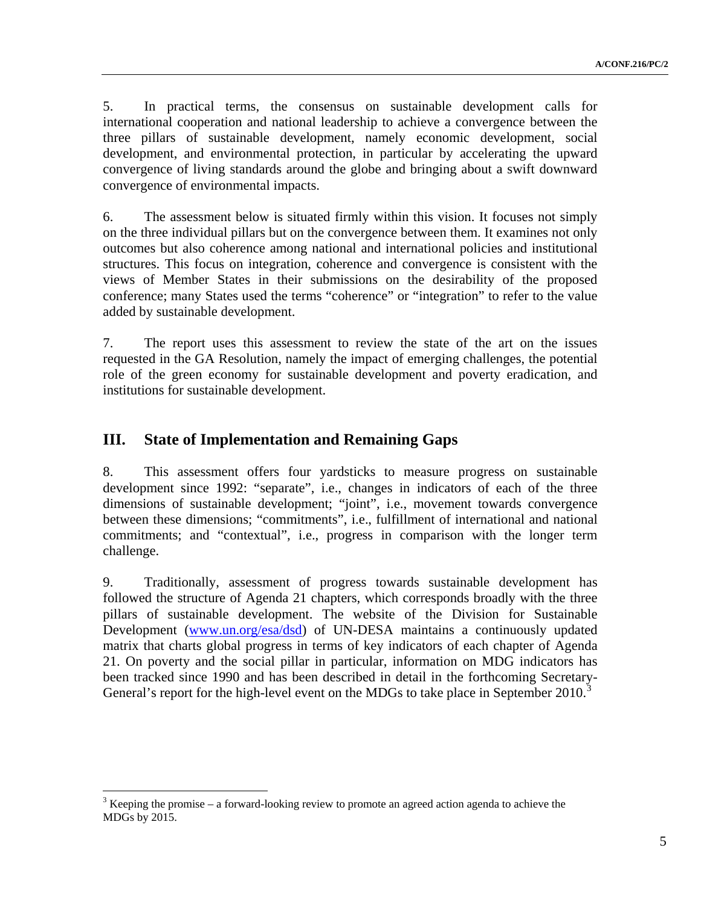5. In practical terms, the consensus on sustainable development calls for international cooperation and national leadership to achieve a convergence between the three pillars of sustainable development, namely economic development, social development, and environmental protection, in particular by accelerating the upward convergence of living standards around the globe and bringing about a swift downward convergence of environmental impacts.

6. The assessment below is situated firmly within this vision. It focuses not simply on the three individual pillars but on the convergence between them. It examines not only outcomes but also coherence among national and international policies and institutional structures. This focus on integration, coherence and convergence is consistent with the views of Member States in their submissions on the desirability of the proposed conference; many States used the terms "coherence" or "integration" to refer to the value added by sustainable development.

7. The report uses this assessment to review the state of the art on the issues requested in the GA Resolution, namely the impact of emerging challenges, the potential role of the green economy for sustainable development and poverty eradication, and institutions for sustainable development.

## III. State of Implementation and Remaining Gaps

8. This assessment offers four yardsticks to measure progress on sustainable development since 1992: "separate", i.e., changes in indicators of each of the three dimensions of sustainable development; "joint", i.e., movement towards convergence between these dimensions; "commitments", i.e., fulfillment of international and national commitments; and "contextual", i.e., progress in comparison with the longer term challenge.

9. Traditionally, assessment of progress towards sustainable development has followed the structure of Agenda 21 chapters, which corresponds broadly with the three pillars of sustainable development. The website of the Division for Sustainable Development (www.un.org/esa/dsd) of UN-DESA maintains a continuously updated matrix that charts global progress in terms of key indicators of each chapter of Agenda 21. On poverty and the social pillar in particular, information on MDG indicators has been tracked since 1990 and has been described in detail in the forthcoming Secretary-General's report for the high-level event on the MDGs to take place in September 2010.[3]

[3] Keeping the promise – a forward-looking review to promote an agreed action agenda to achieve the MDGs by 2015.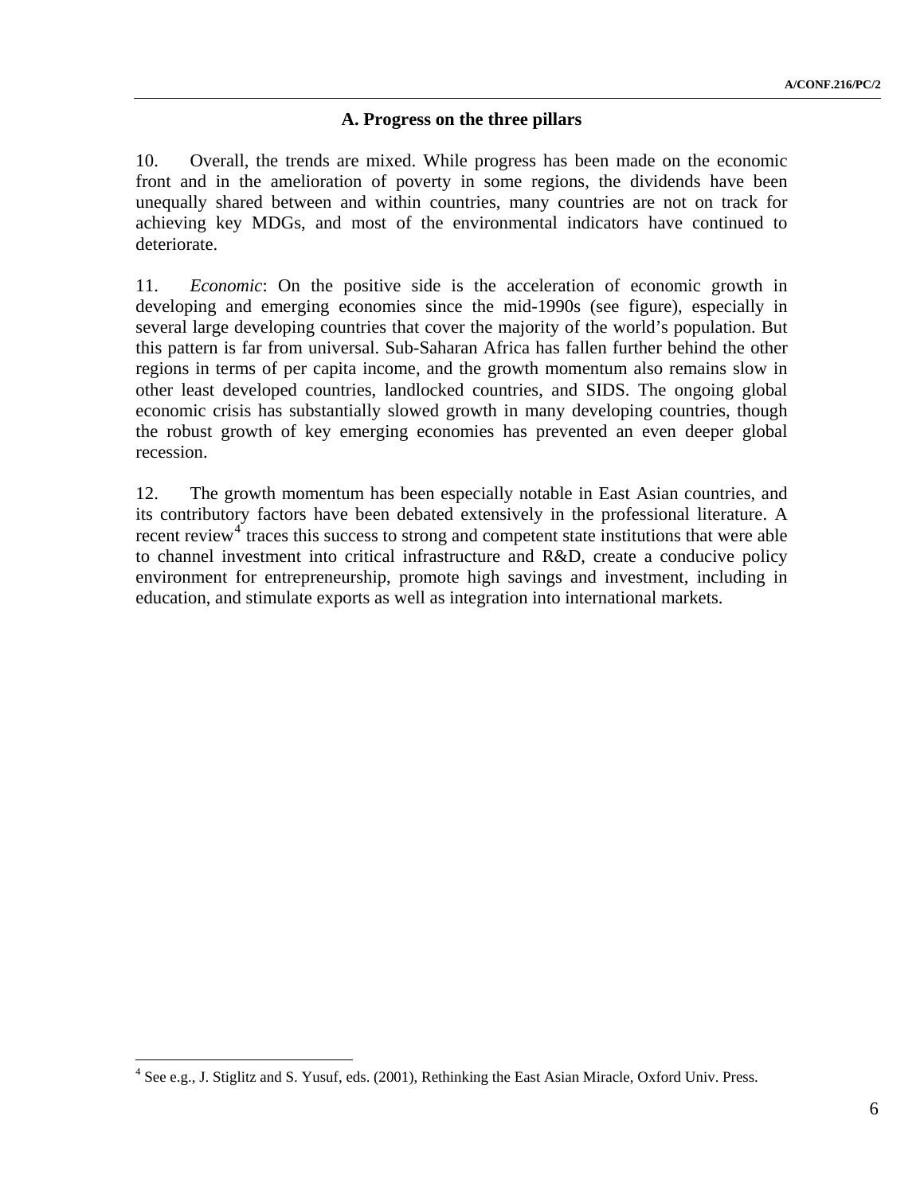### A. Progress on the three pillars

10. Overall, the trends are mixed. While progress has been made on the economic front and in the amelioration of poverty in some regions, the dividends have been unequally shared between and within countries, many countries are not on track for achieving key MDGs, and most of the environmental indicators have continued to deteriorate.

11. *Economic*: On the positive side is the acceleration of economic growth in developing and emerging economies since the mid-1990s (see figure), especially in several large developing countries that cover the majority of the world's population. But this pattern is far from universal. Sub-Saharan Africa has fallen further behind the other regions in terms of per capita income, and the growth momentum also remains slow in other least developed countries, landlocked countries, and SIDS. The ongoing global economic crisis has substantially slowed growth in many developing countries, though the robust growth of key emerging economies has prevented an even deeper global recession.

12. The growth momentum has been especially notable in East Asian countries, and its contributory factors have been debated extensively in the professional literature. A recent review[4] traces this success to strong and competent state institutions that were able to channel investment into critical infrastructure and R&D, create a conducive policy environment for entrepreneurship, promote high savings and investment, including in education, and stimulate exports as well as integration into international markets.

---

[4] See e.g., J. Stiglitz and S. Yusuf, eds. (2001), Rethinking the East Asian Miracle, Oxford Univ. Press.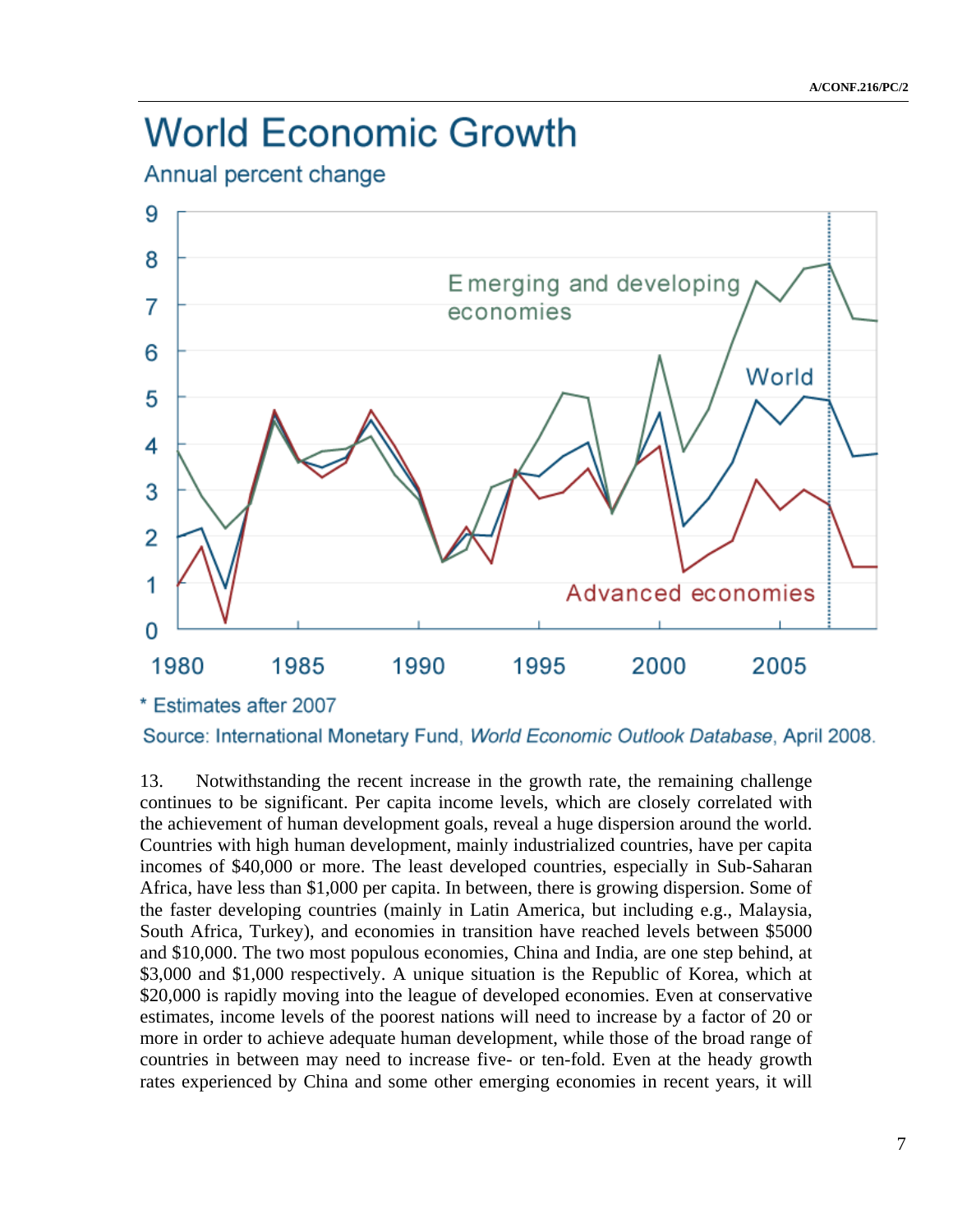# World Economic Growth

Annual percent change

\* Estimates after 2007

Source: International Monetary Fund, *World Economic Outlook Database*, April 2008.

13. Notwithstanding the recent increase in the growth rate, the remaining challenge continues to be significant. Per capita income levels, which are closely correlated with the achievement of human development goals, reveal a huge dispersion around the world. Countries with high human development, mainly industrialized countries, have per capita incomes of $40,000 or more. The least developed countries, especially in Sub-Saharan Africa, have less than $1,000 per capita. In between, there is growing dispersion. Some of the faster developing countries (mainly in Latin America, but including e.g., Malaysia, South Africa, Turkey), and economies in transition have reached levels between $5000 and $10,000. The two most populous economies, China and India, are one step behind, at $3,000 and $1,000 respectively. A unique situation is the Republic of Korea, which at $20,000 is rapidly moving into the league of developed economies. Even at conservative estimates, income levels of the poorest nations will need to increase by a factor of 20 or more in order to achieve adequate human development, while those of the broad range of countries in between may need to increase five- or ten-fold. Even at the heady growth rates experienced by China and some other emerging economies in recent years, it will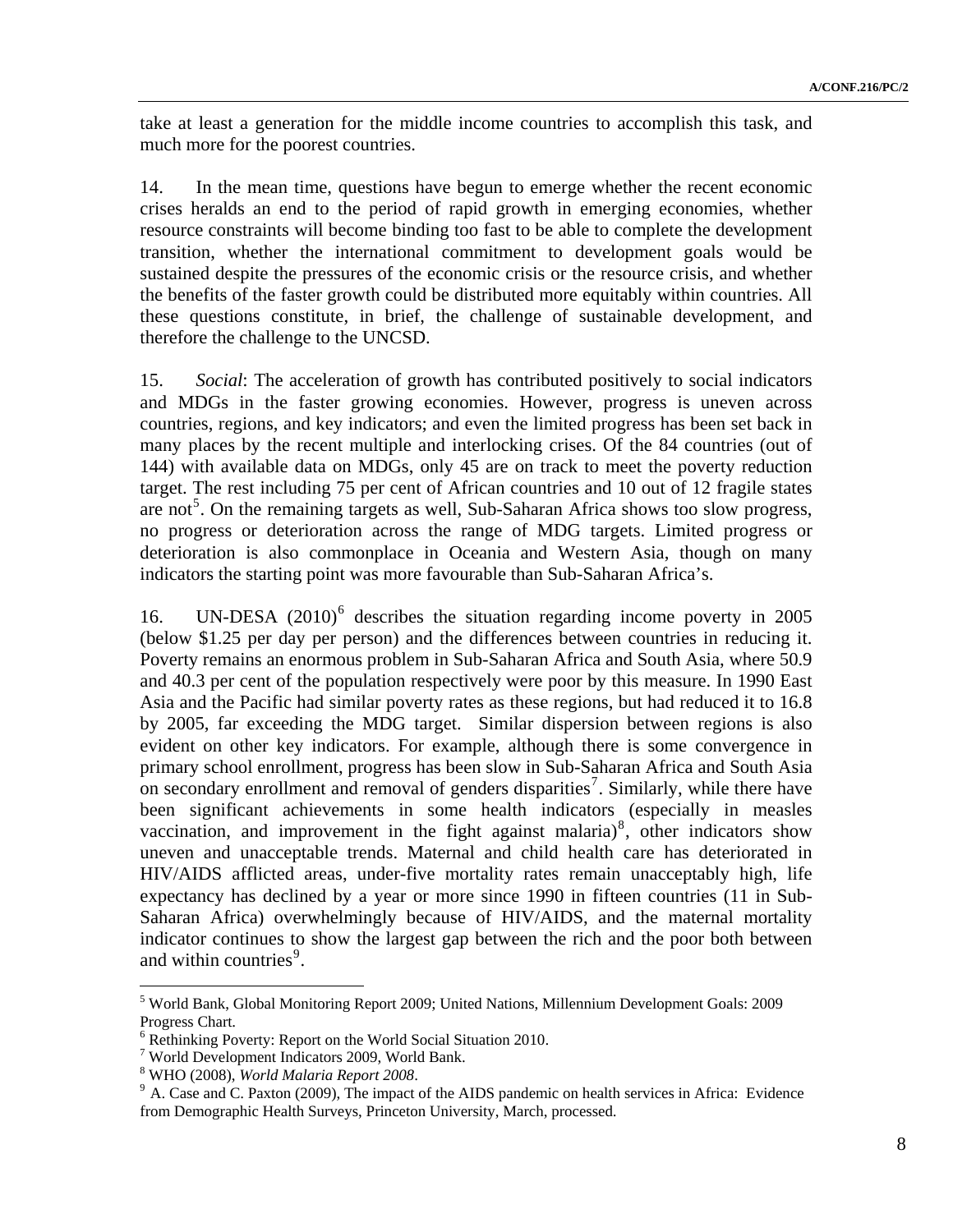take at least a generation for the middle income countries to accomplish this task, and much more for the poorest countries.

14. In the mean time, questions have begun to emerge whether the recent economic crises heralds an end to the period of rapid growth in emerging economies, whether resource constraints will become binding too fast to be able to complete the development transition, whether the international commitment to development goals would be sustained despite the pressures of the economic crisis or the resource crisis, and whether the benefits of the faster growth could be distributed more equitably within countries. All these questions constitute, in brief, the challenge of sustainable development, and therefore the challenge to the UNCSD.

15. *Social*: The acceleration of growth has contributed positively to social indicators and MDGs in the faster growing economies. However, progress is uneven across countries, regions, and key indicators; and even the limited progress has been set back in many places by the recent multiple and interlocking crises. Of the 84 countries (out of 144) with available data on MDGs, only 45 are on track to meet the poverty reduction target. The rest including 75 per cent of African countries and 10 out of 12 fragile states are not[5]. On the remaining targets as well, Sub-Saharan Africa shows too slow progress, no progress or deterioration across the range of MDG targets. Limited progress or deterioration is also commonplace in Oceania and Western Asia, though on many indicators the starting point was more favourable than Sub-Saharan Africa's.

16. UN-DESA (2010)[6] describes the situation regarding income poverty in 2005 (below \$1.25 per day per person) and the differences between countries in reducing it. Poverty remains an enormous problem in Sub-Saharan Africa and South Asia, where 50.9 and 40.3 per cent of the population respectively were poor by this measure. In 1990 East Asia and the Pacific had similar poverty rates as these regions, but had reduced it to 16.8 by 2005, far exceeding the MDG target. Similar dispersion between regions is also evident on other key indicators. For example, although there is some convergence in primary school enrollment, progress has been slow in Sub-Saharan Africa and South Asia on secondary enrollment and removal of genders disparities[7]. Similarly, while there have been significant achievements in some health indicators (especially in measles vaccination, and improvement in the fight against malaria)[8], other indicators show uneven and unacceptable trends. Maternal and child health care has deteriorated in HIV/AIDS afflicted areas, under-five mortality rates remain unacceptably high, life expectancy has declined by a year or more since 1990 in fifteen countries (11 in Sub-Saharan Africa) overwhelmingly because of HIV/AIDS, and the maternal mortality indicator continues to show the largest gap between the rich and the poor both between and within countries[9].

---

[5] World Bank, Global Monitoring Report 2009; United Nations, Millennium Development Goals: 2009 Progress Chart.

[6] Rethinking Poverty: Report on the World Social Situation 2010.

[7] World Development Indicators 2009, World Bank.

[8] WHO (2008), *World Malaria Report 2008*.

[9] A. Case and C. Paxton (2009), The impact of the AIDS pandemic on health services in Africa: Evidence from Demographic Health Surveys, Princeton University, March, processed.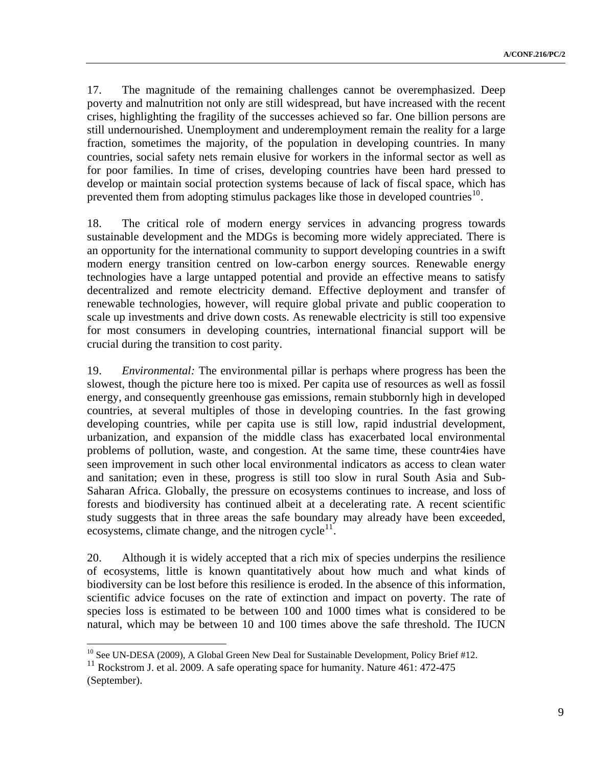17. The magnitude of the remaining challenges cannot be overemphasized. Deep poverty and malnutrition not only are still widespread, but have increased with the recent crises, highlighting the fragility of the successes achieved so far. One billion persons are still undernourished. Unemployment and underemployment remain the reality for a large fraction, sometimes the majority, of the population in developing countries. In many countries, social safety nets remain elusive for workers in the informal sector as well as for poor families. In time of crises, developing countries have been hard pressed to develop or maintain social protection systems because of lack of fiscal space, which has prevented them from adopting stimulus packages like those in developed countries[10].

18. The critical role of modern energy services in advancing progress towards sustainable development and the MDGs is becoming more widely appreciated. There is an opportunity for the international community to support developing countries in a swift modern energy transition centred on low-carbon energy sources. Renewable energy technologies have a large untapped potential and provide an effective means to satisfy decentralized and remote electricity demand. Effective deployment and transfer of renewable technologies, however, will require global private and public cooperation to scale up investments and drive down costs. As renewable electricity is still too expensive for most consumers in developing countries, international financial support will be crucial during the transition to cost parity.

19. *Environmental:* The environmental pillar is perhaps where progress has been the slowest, though the picture here too is mixed. Per capita use of resources as well as fossil energy, and consequently greenhouse gas emissions, remain stubbornly high in developed countries, at several multiples of those in developing countries. In the fast growing developing countries, while per capita use is still low, rapid industrial development, urbanization, and expansion of the middle class has exacerbated local environmental problems of pollution, waste, and congestion. At the same time, these countr4ies have seen improvement in such other local environmental indicators as access to clean water and sanitation; even in these, progress is still too slow in rural South Asia and Sub-Saharan Africa. Globally, the pressure on ecosystems continues to increase, and loss of forests and biodiversity has continued albeit at a decelerating rate. A recent scientific study suggests that in three areas the safe boundary may already have been exceeded, ecosystems, climate change, and the nitrogen cycle[11].

20. Although it is widely accepted that a rich mix of species underpins the resilience of ecosystems, little is known quantitatively about how much and what kinds of biodiversity can be lost before this resilience is eroded. In the absence of this information, scientific advice focuses on the rate of extinction and impact on poverty. The rate of species loss is estimated to be between 100 and 1000 times what is considered to be natural, which may be between 10 and 100 times above the safe threshold. The IUCN

---

[10] See UN-DESA (2009), A Global Green New Deal for Sustainable Development, Policy Brief #12.

[11] Rockstrom J. et al. 2009. A safe operating space for humanity. Nature 461: 472-475 (September).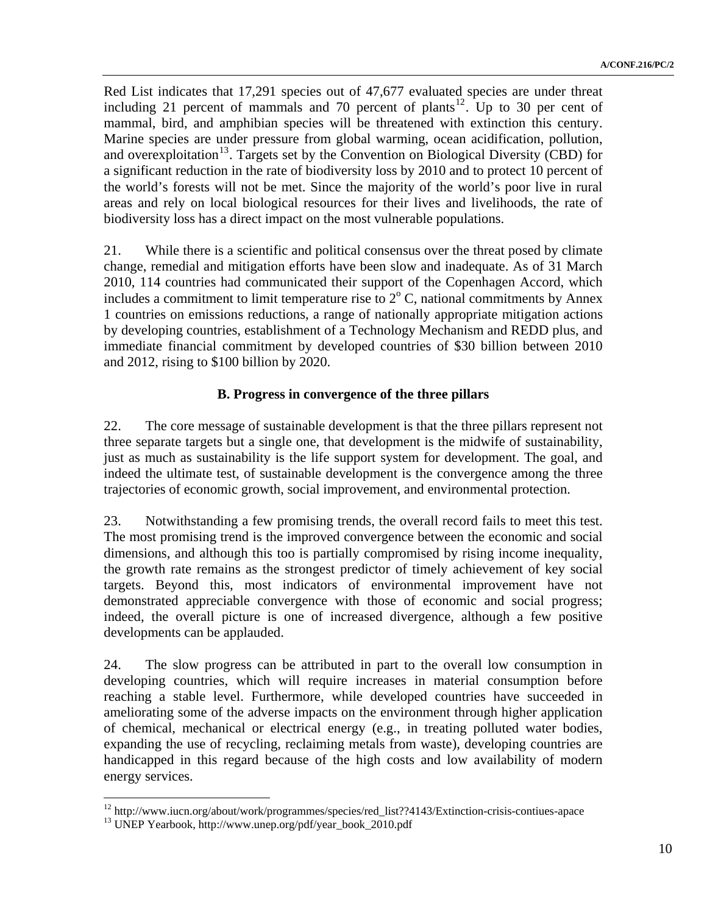Red List indicates that 17,291 species out of 47,677 evaluated species are under threat including 21 percent of mammals and 70 percent of plants[12]. Up to 30 per cent of mammal, bird, and amphibian species will be threatened with extinction this century. Marine species are under pressure from global warming, ocean acidification, pollution, and overexploitation[13]. Targets set by the Convention on Biological Diversity (CBD) for a significant reduction in the rate of biodiversity loss by 2010 and to protect 10 percent of the world's forests will not be met. Since the majority of the world's poor live in rural areas and rely on local biological resources for their lives and livelihoods, the rate of biodiversity loss has a direct impact on the most vulnerable populations.

21. While there is a scientific and political consensus over the threat posed by climate change, remedial and mitigation efforts have been slow and inadequate. As of 31 March 2010, 114 countries had communicated their support of the Copenhagen Accord, which includes a commitment to limit temperature rise to $2^{o}$ C, national commitments by Annex 1 countries on emissions reductions, a range of nationally appropriate mitigation actions by developing countries, establishment of a Technology Mechanism and REDD plus, and immediate financial commitment by developed countries of $30 billion between 2010 and 2012, rising to $100 billion by 2020.

### B. Progress in convergence of the three pillars

22. The core message of sustainable development is that the three pillars represent not three separate targets but a single one, that development is the midwife of sustainability, just as much as sustainability is the life support system for development. The goal, and indeed the ultimate test, of sustainable development is the convergence among the three trajectories of economic growth, social improvement, and environmental protection.

23. Notwithstanding a few promising trends, the overall record fails to meet this test. The most promising trend is the improved convergence between the economic and social dimensions, and although this too is partially compromised by rising income inequality, the growth rate remains as the strongest predictor of timely achievement of key social targets. Beyond this, most indicators of environmental improvement have not demonstrated appreciable convergence with those of economic and social progress; indeed, the overall picture is one of increased divergence, although a few positive developments can be applauded.

24. The slow progress can be attributed in part to the overall low consumption in developing countries, which will require increases in material consumption before reaching a stable level. Furthermore, while developed countries have succeeded in ameliorating some of the adverse impacts on the environment through higher application of chemical, mechanical or electrical energy (e.g., in treating polluted water bodies, expanding the use of recycling, reclaiming metals from waste), developing countries are handicapped in this regard because of the high costs and low availability of modern energy services.

---

[12] http://www.iucn.org/about/work/programmes/species/red_list??4143/Extinction-crisis-contiues-apace

[13] UNEP Yearbook, http://www.unep.org/pdf/year_book_2010.pdf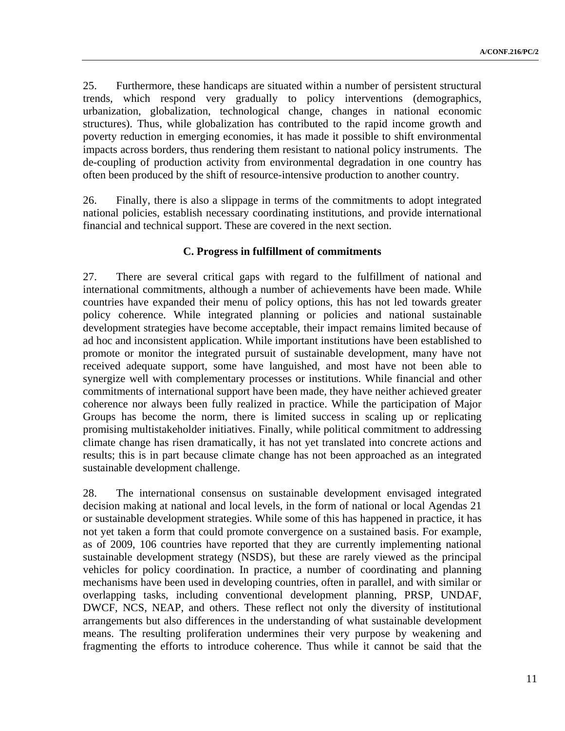25. Furthermore, these handicaps are situated within a number of persistent structural trends, which respond very gradually to policy interventions (demographics, urbanization, globalization, technological change, changes in national economic structures). Thus, while globalization has contributed to the rapid income growth and poverty reduction in emerging economies, it has made it possible to shift environmental impacts across borders, thus rendering them resistant to national policy instruments. The de-coupling of production activity from environmental degradation in one country has often been produced by the shift of resource-intensive production to another country.

26. Finally, there is also a slippage in terms of the commitments to adopt integrated national policies, establish necessary coordinating institutions, and provide international financial and technical support. These are covered in the next section.

### C. Progress in fulfillment of commitments

27. There are several critical gaps with regard to the fulfillment of national and international commitments, although a number of achievements have been made. While countries have expanded their menu of policy options, this has not led towards greater policy coherence. While integrated planning or policies and national sustainable development strategies have become acceptable, their impact remains limited because of ad hoc and inconsistent application. While important institutions have been established to promote or monitor the integrated pursuit of sustainable development, many have not received adequate support, some have languished, and most have not been able to synergize well with complementary processes or institutions. While financial and other commitments of international support have been made, they have neither achieved greater coherence nor always been fully realized in practice. While the participation of Major Groups has become the norm, there is limited success in scaling up or replicating promising multistakeholder initiatives. Finally, while political commitment to addressing climate change has risen dramatically, it has not yet translated into concrete actions and results; this is in part because climate change has not been approached as an integrated sustainable development challenge.

28. The international consensus on sustainable development envisaged integrated decision making at national and local levels, in the form of national or local Agendas 21 or sustainable development strategies. While some of this has happened in practice, it has not yet taken a form that could promote convergence on a sustained basis. For example, as of 2009, 106 countries have reported that they are currently implementing national sustainable development strategy (NSDS), but these are rarely viewed as the principal vehicles for policy coordination. In practice, a number of coordinating and planning mechanisms have been used in developing countries, often in parallel, and with similar or overlapping tasks, including conventional development planning, PRSP, UNDAF, DWCF, NCS, NEAP, and others. These reflect not only the diversity of institutional arrangements but also differences in the understanding of what sustainable development means. The resulting proliferation undermines their very purpose by weakening and fragmenting the efforts to introduce coherence. Thus while it cannot be said that the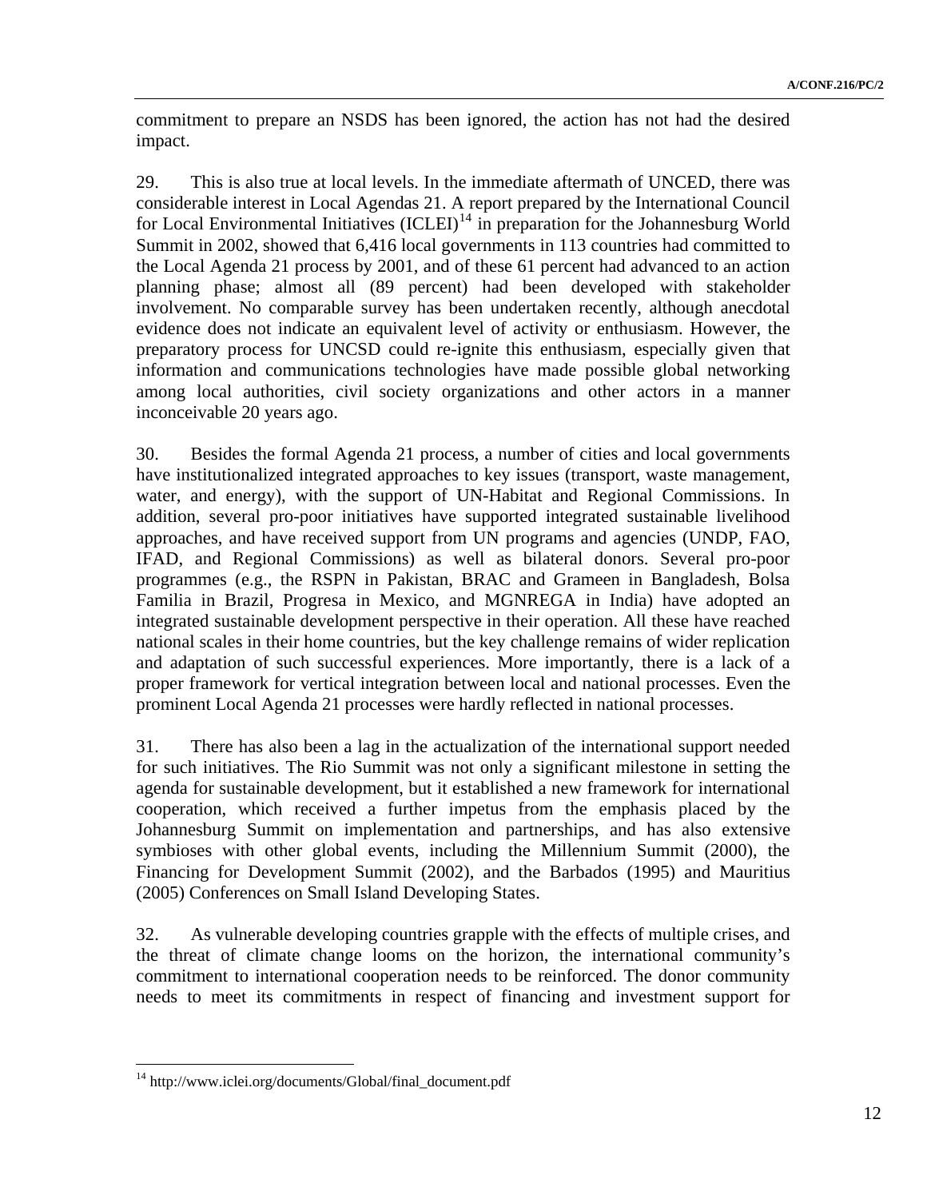commitment to prepare an NSDS has been ignored, the action has not had the desired impact.

29. This is also true at local levels. In the immediate aftermath of UNCED, there was considerable interest in Local Agendas 21. A report prepared by the International Council for Local Environmental Initiatives (ICLEI)[14] in preparation for the Johannesburg World Summit in 2002, showed that 6,416 local governments in 113 countries had committed to the Local Agenda 21 process by 2001, and of these 61 percent had advanced to an action planning phase; almost all (89 percent) had been developed with stakeholder involvement. No comparable survey has been undertaken recently, although anecdotal evidence does not indicate an equivalent level of activity or enthusiasm. However, the preparatory process for UNCSD could re-ignite this enthusiasm, especially given that information and communications technologies have made possible global networking among local authorities, civil society organizations and other actors in a manner inconceivable 20 years ago.

30. Besides the formal Agenda 21 process, a number of cities and local governments have institutionalized integrated approaches to key issues (transport, waste management, water, and energy), with the support of UN-Habitat and Regional Commissions. In addition, several pro-poor initiatives have supported integrated sustainable livelihood approaches, and have received support from UN programs and agencies (UNDP, FAO, IFAD, and Regional Commissions) as well as bilateral donors. Several pro-poor programmes (e.g., the RSPN in Pakistan, BRAC and Grameen in Bangladesh, Bolsa Familia in Brazil, Progresa in Mexico, and MGNREGA in India) have adopted an integrated sustainable development perspective in their operation. All these have reached national scales in their home countries, but the key challenge remains of wider replication and adaptation of such successful experiences. More importantly, there is a lack of a proper framework for vertical integration between local and national processes. Even the prominent Local Agenda 21 processes were hardly reflected in national processes.

31. There has also been a lag in the actualization of the international support needed for such initiatives. The Rio Summit was not only a significant milestone in setting the agenda for sustainable development, but it established a new framework for international cooperation, which received a further impetus from the emphasis placed by the Johannesburg Summit on implementation and partnerships, and has also extensive symbioses with other global events, including the Millennium Summit (2000), the Financing for Development Summit (2002), and the Barbados (1995) and Mauritius (2005) Conferences on Small Island Developing States.

32. As vulnerable developing countries grapple with the effects of multiple crises, and the threat of climate change looms on the horizon, the international community's commitment to international cooperation needs to be reinforced. The donor community needs to meet its commitments in respect of financing and investment support for

---

[14] http://www.iclei.org/documents/Global/final_document.pdf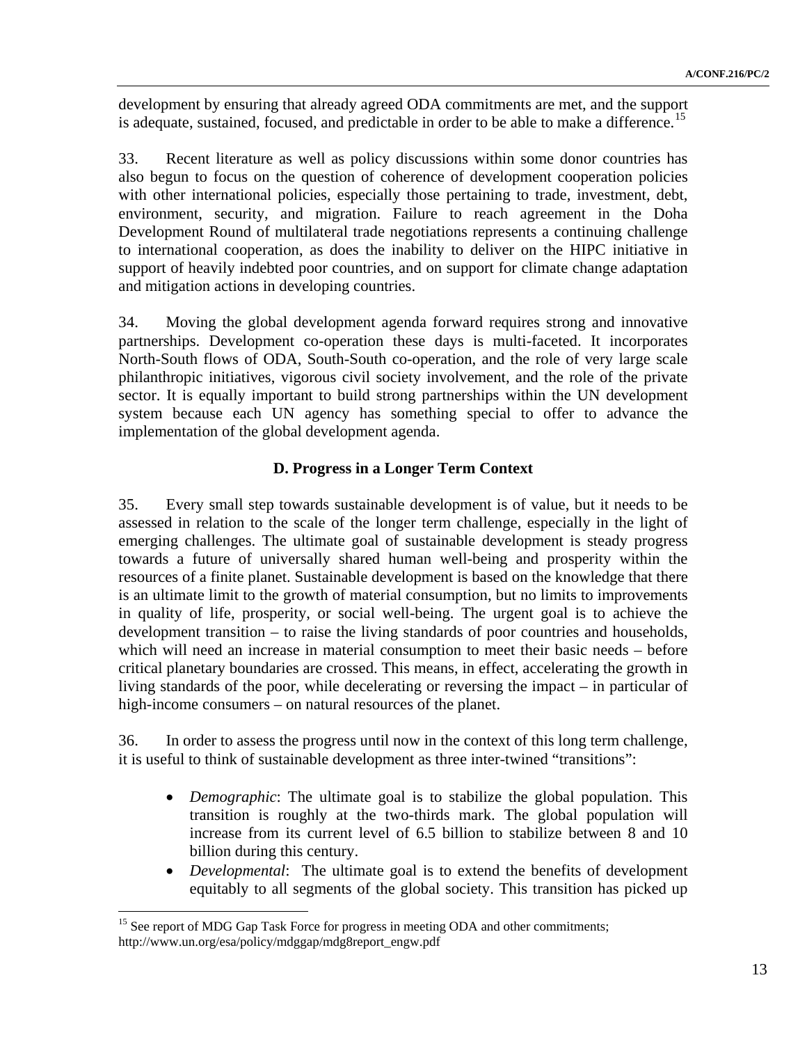development by ensuring that already agreed ODA commitments are met, and the support is adequate, sustained, focused, and predictable in order to be able to make a difference.[15]

33. Recent literature as well as policy discussions within some donor countries has also begun to focus on the question of coherence of development cooperation policies with other international policies, especially those pertaining to trade, investment, debt, environment, security, and migration. Failure to reach agreement in the Doha Development Round of multilateral trade negotiations represents a continuing challenge to international cooperation, as does the inability to deliver on the HIPC initiative in support of heavily indebted poor countries, and on support for climate change adaptation and mitigation actions in developing countries.

34. Moving the global development agenda forward requires strong and innovative partnerships. Development co-operation these days is multi-faceted. It incorporates North-South flows of ODA, South-South co-operation, and the role of very large scale philanthropic initiatives, vigorous civil society involvement, and the role of the private sector. It is equally important to build strong partnerships within the UN development system because each UN agency has something special to offer to advance the implementation of the global development agenda.

### D. Progress in a Longer Term Context

35. Every small step towards sustainable development is of value, but it needs to be assessed in relation to the scale of the longer term challenge, especially in the light of emerging challenges. The ultimate goal of sustainable development is steady progress towards a future of universally shared human well-being and prosperity within the resources of a finite planet. Sustainable development is based on the knowledge that there is an ultimate limit to the growth of material consumption, but no limits to improvements in quality of life, prosperity, or social well-being. The urgent goal is to achieve the development transition – to raise the living standards of poor countries and households, which will need an increase in material consumption to meet their basic needs – before critical planetary boundaries are crossed. This means, in effect, accelerating the growth in living standards of the poor, while decelerating or reversing the impact – in particular of high-income consumers – on natural resources of the planet.

36. In order to assess the progress until now in the context of this long term challenge, it is useful to think of sustainable development as three inter-twined "transitions":

- *Demographic*: The ultimate goal is to stabilize the global population. This transition is roughly at the two-thirds mark. The global population will increase from its current level of 6.5 billion to stabilize between 8 and 10 billion during this century.
- *Developmental*: The ultimate goal is to extend the benefits of development equitably to all segments of the global society. This transition has picked up

[15] See report of MDG Gap Task Force for progress in meeting ODA and other commitments; http://www.un.org/esa/policy/mdggap/mdg8report_engw.pdf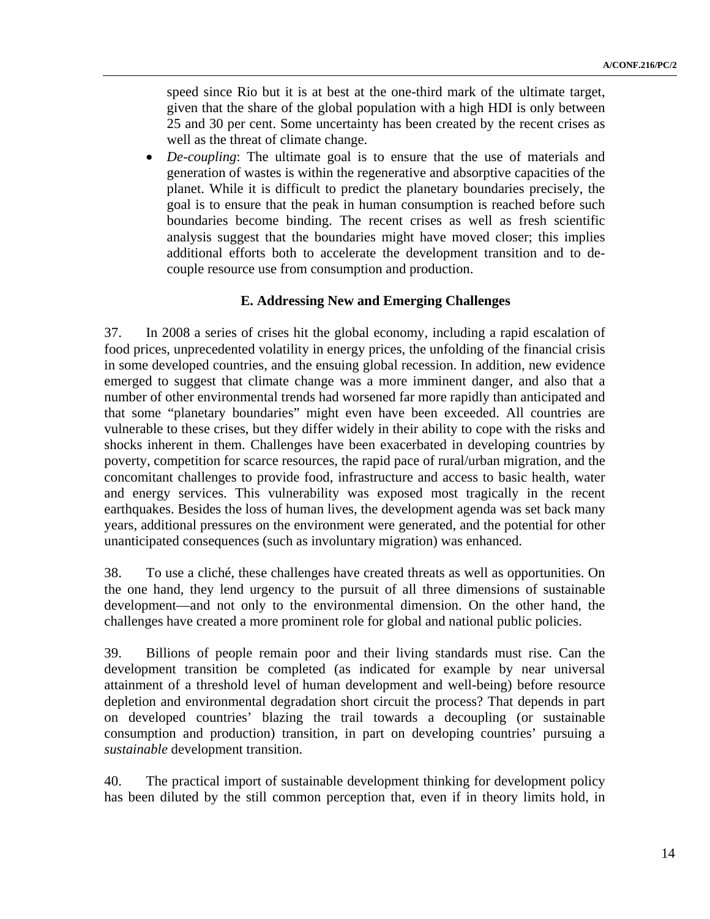speed since Rio but it is at best at the one-third mark of the ultimate target, given that the share of the global population with a high HDI is only between 25 and 30 per cent. Some uncertainty has been created by the recent crises as well as the threat of climate change.

- *De-coupling*: The ultimate goal is to ensure that the use of materials and generation of wastes is within the regenerative and absorptive capacities of the planet. While it is difficult to predict the planetary boundaries precisely, the goal is to ensure that the peak in human consumption is reached before such boundaries become binding. The recent crises as well as fresh scientific analysis suggest that the boundaries might have moved closer; this implies additional efforts both to accelerate the development transition and to de-couple resource use from consumption and production.

### E. Addressing New and Emerging Challenges

37. In 2008 a series of crises hit the global economy, including a rapid escalation of food prices, unprecedented volatility in energy prices, the unfolding of the financial crisis in some developed countries, and the ensuing global recession. In addition, new evidence emerged to suggest that climate change was a more imminent danger, and also that a number of other environmental trends had worsened far more rapidly than anticipated and that some "planetary boundaries" might even have been exceeded. All countries are vulnerable to these crises, but they differ widely in their ability to cope with the risks and shocks inherent in them. Challenges have been exacerbated in developing countries by poverty, competition for scarce resources, the rapid pace of rural/urban migration, and the concomitant challenges to provide food, infrastructure and access to basic health, water and energy services. This vulnerability was exposed most tragically in the recent earthquakes. Besides the loss of human lives, the development agenda was set back many years, additional pressures on the environment were generated, and the potential for other unanticipated consequences (such as involuntary migration) was enhanced.

38. To use a cliché, these challenges have created threats as well as opportunities. On the one hand, they lend urgency to the pursuit of all three dimensions of sustainable development—and not only to the environmental dimension. On the other hand, the challenges have created a more prominent role for global and national public policies.

39. Billions of people remain poor and their living standards must rise. Can the development transition be completed (as indicated for example by near universal attainment of a threshold level of human development and well-being) before resource depletion and environmental degradation short circuit the process? That depends in part on developed countries' blazing the trail towards a decoupling (or sustainable consumption and production) transition, in part on developing countries' pursuing a *sustainable* development transition.

40. The practical import of sustainable development thinking for development policy has been diluted by the still common perception that, even if in theory limits hold, in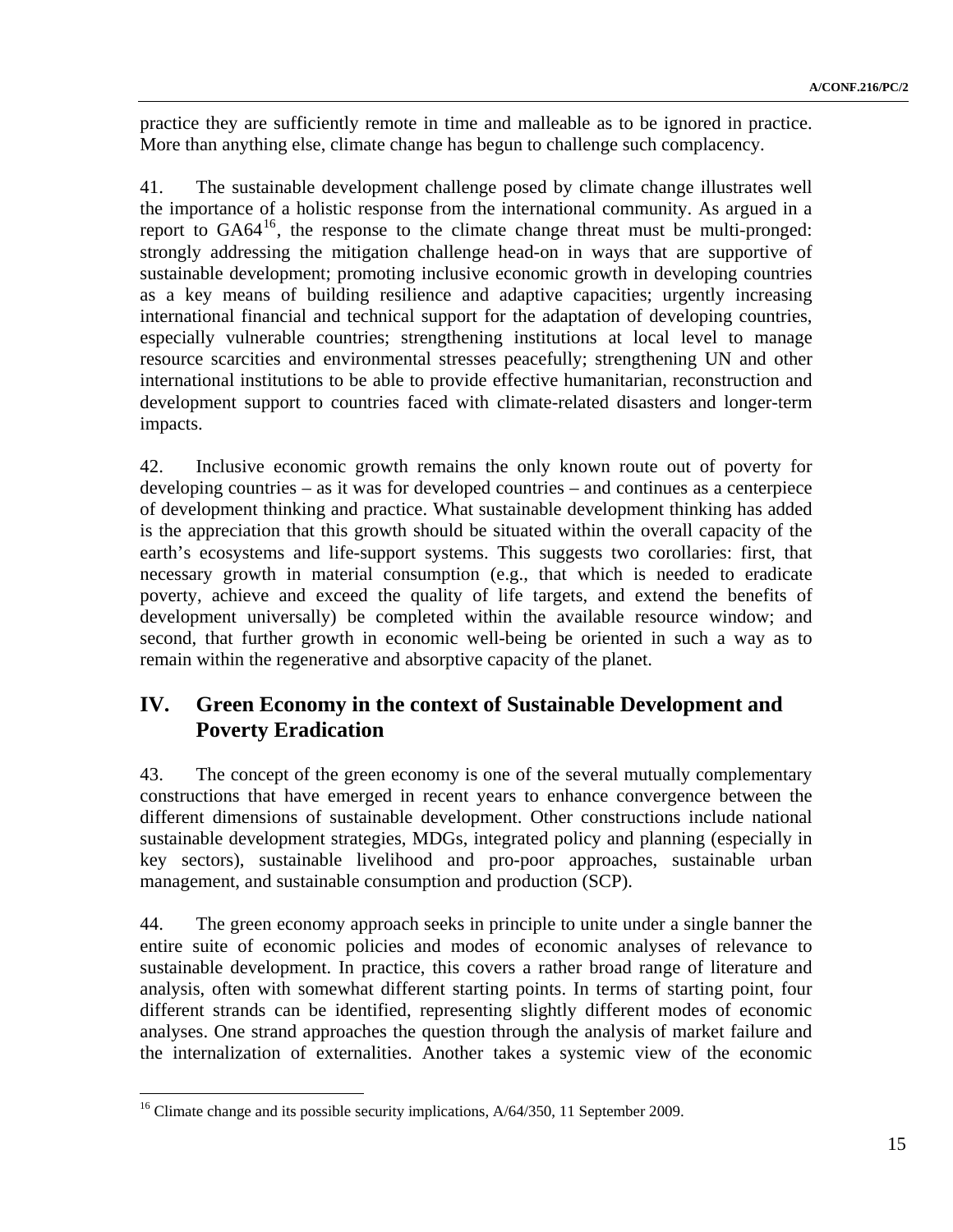practice they are sufficiently remote in time and malleable as to be ignored in practice. More than anything else, climate change has begun to challenge such complacency.

41. The sustainable development challenge posed by climate change illustrates well the importance of a holistic response from the international community. As argued in a report to GA64[16], the response to the climate change threat must be multi-pronged: strongly addressing the mitigation challenge head-on in ways that are supportive of sustainable development; promoting inclusive economic growth in developing countries as a key means of building resilience and adaptive capacities; urgently increasing international financial and technical support for the adaptation of developing countries, especially vulnerable countries; strengthening institutions at local level to manage resource scarcities and environmental stresses peacefully; strengthening UN and other international institutions to be able to provide effective humanitarian, reconstruction and development support to countries faced with climate-related disasters and longer-term impacts.

42. Inclusive economic growth remains the only known route out of poverty for developing countries – as it was for developed countries – and continues as a centerpiece of development thinking and practice. What sustainable development thinking has added is the appreciation that this growth should be situated within the overall capacity of the earth's ecosystems and life-support systems. This suggests two corollaries: first, that necessary growth in material consumption (e.g., that which is needed to eradicate poverty, achieve and exceed the quality of life targets, and extend the benefits of development universally) be completed within the available resource window; and second, that further growth in economic well-being be oriented in such a way as to remain within the regenerative and absorptive capacity of the planet.

## IV. Green Economy in the context of Sustainable Development and Poverty Eradication

43. The concept of the green economy is one of the several mutually complementary constructions that have emerged in recent years to enhance convergence between the different dimensions of sustainable development. Other constructions include national sustainable development strategies, MDGs, integrated policy and planning (especially in key sectors), sustainable livelihood and pro-poor approaches, sustainable urban management, and sustainable consumption and production (SCP).

44. The green economy approach seeks in principle to unite under a single banner the entire suite of economic policies and modes of economic analyses of relevance to sustainable development. In practice, this covers a rather broad range of literature and analysis, often with somewhat different starting points. In terms of starting point, four different strands can be identified, representing slightly different modes of economic analyses. One strand approaches the question through the analysis of market failure and the internalization of externalities. Another takes a systemic view of the economic

[16] Climate change and its possible security implications, A/64/350, 11 September 2009.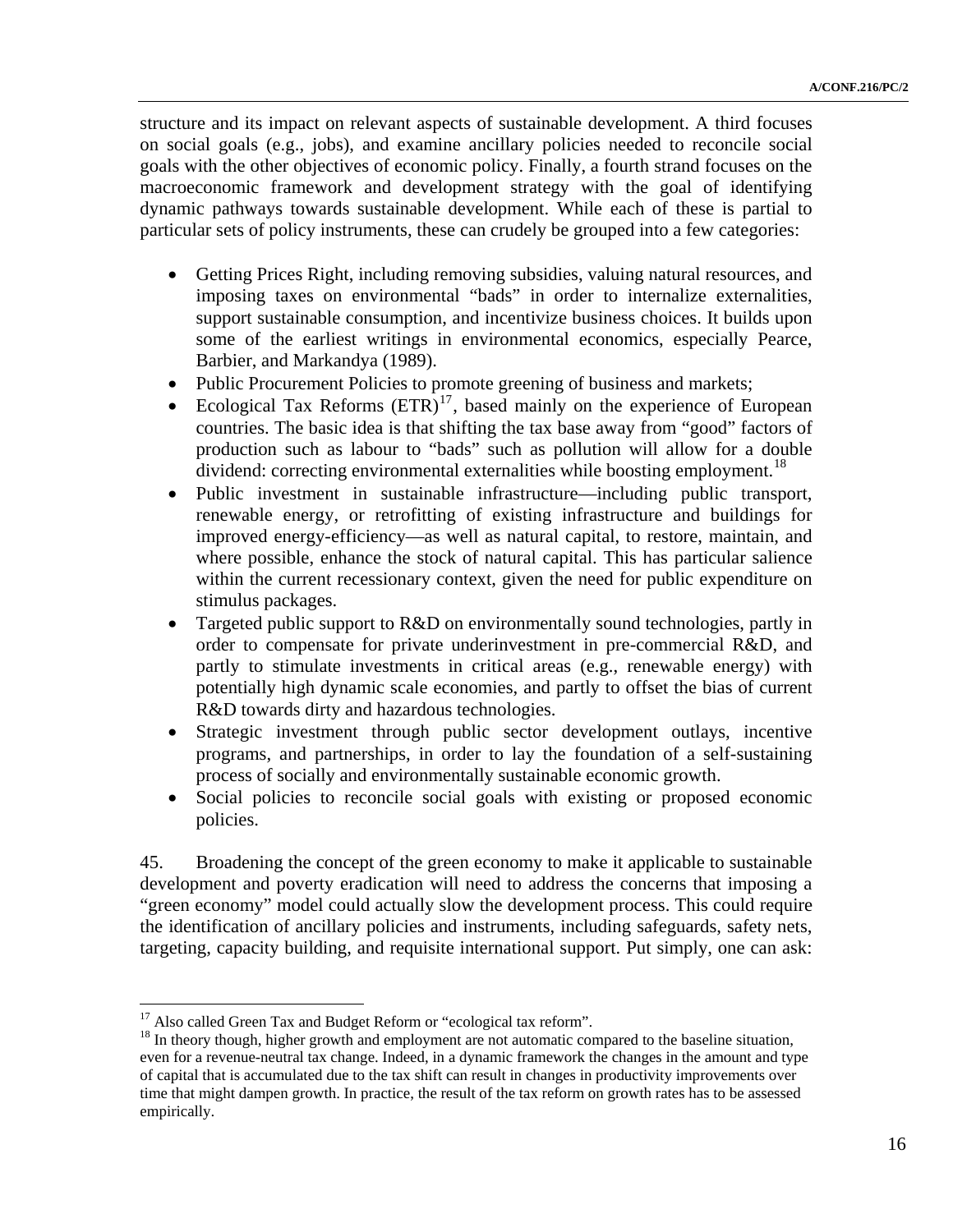structure and its impact on relevant aspects of sustainable development. A third focuses on social goals (e.g., jobs), and examine ancillary policies needed to reconcile social goals with the other objectives of economic policy. Finally, a fourth strand focuses on the macroeconomic framework and development strategy with the goal of identifying dynamic pathways towards sustainable development. While each of these is partial to particular sets of policy instruments, these can crudely be grouped into a few categories:

- Getting Prices Right, including removing subsidies, valuing natural resources, and imposing taxes on environmental "bads" in order to internalize externalities, support sustainable consumption, and incentivize business choices. It builds upon some of the earliest writings in environmental economics, especially Pearce, Barbier, and Markandya (1989).
- Public Procurement Policies to promote greening of business and markets;
- Ecological Tax Reforms (ETR)[17], based mainly on the experience of European countries. The basic idea is that shifting the tax base away from "good" factors of production such as labour to "bads" such as pollution will allow for a double dividend: correcting environmental externalities while boosting employment.[18]
- Public investment in sustainable infrastructure—including public transport, renewable energy, or retrofitting of existing infrastructure and buildings for improved energy-efficiency—as well as natural capital, to restore, maintain, and where possible, enhance the stock of natural capital. This has particular salience within the current recessionary context, given the need for public expenditure on stimulus packages.
- Targeted public support to R&D on environmentally sound technologies, partly in order to compensate for private underinvestment in pre-commercial R&D, and partly to stimulate investments in critical areas (e.g., renewable energy) with potentially high dynamic scale economies, and partly to offset the bias of current R&D towards dirty and hazardous technologies.
- Strategic investment through public sector development outlays, incentive programs, and partnerships, in order to lay the foundation of a self-sustaining process of socially and environmentally sustainable economic growth.
- Social policies to reconcile social goals with existing or proposed economic policies.

45. Broadening the concept of the green economy to make it applicable to sustainable development and poverty eradication will need to address the concerns that imposing a "green economy" model could actually slow the development process. This could require the identification of ancillary policies and instruments, including safeguards, safety nets, targeting, capacity building, and requisite international support. Put simply, one can ask:

[17] Also called Green Tax and Budget Reform or "ecological tax reform".

[18] In theory though, higher growth and employment are not automatic compared to the baseline situation, even for a revenue-neutral tax change. Indeed, in a dynamic framework the changes in the amount and type of capital that is accumulated due to the tax shift can result in changes in productivity improvements over time that might dampen growth. In practice, the result of the tax reform on growth rates has to be assessed empirically.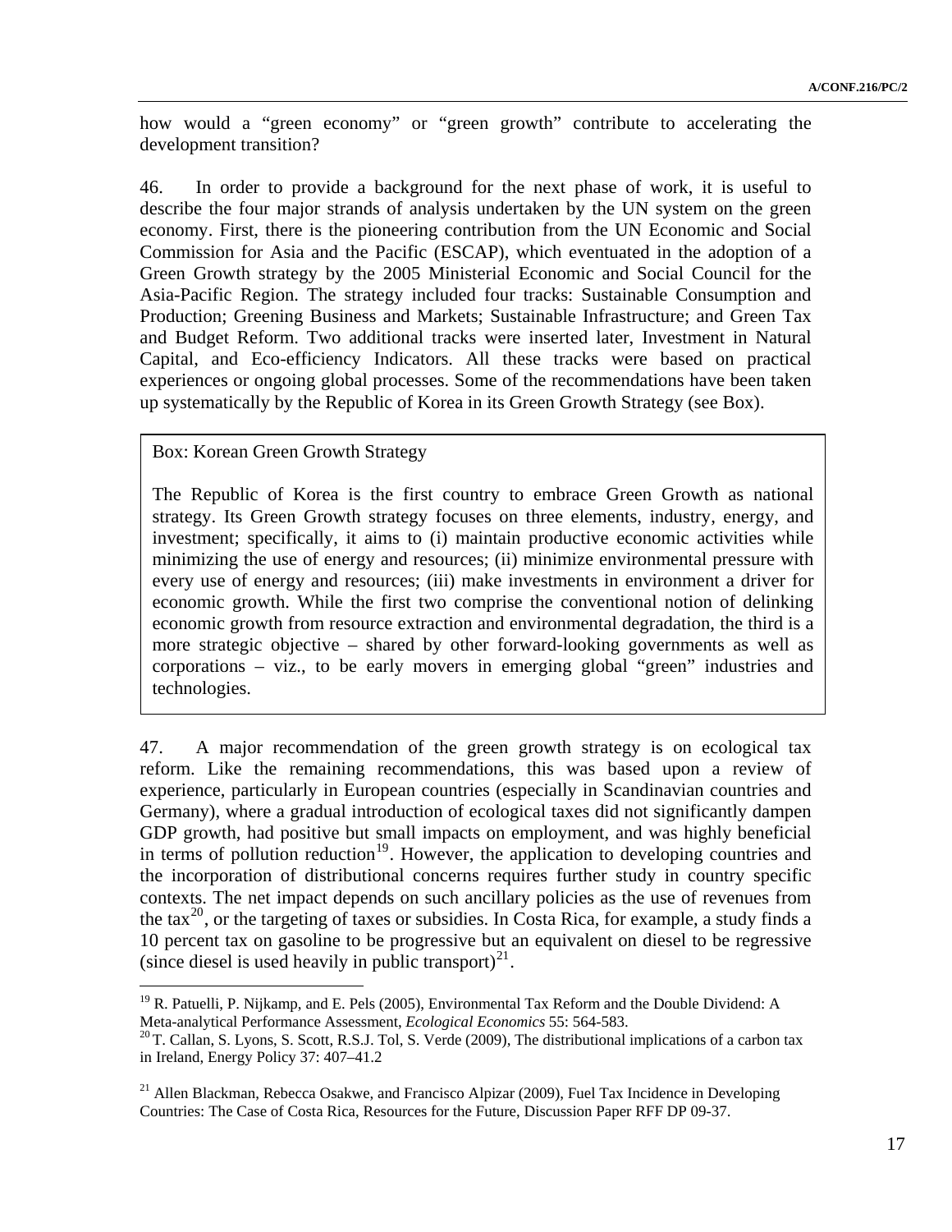how would a “green economy” or “green growth” contribute to accelerating the development transition?

46. In order to provide a background for the next phase of work, it is useful to describe the four major strands of analysis undertaken by the UN system on the green economy. First, there is the pioneering contribution from the UN Economic and Social Commission for Asia and the Pacific (ESCAP), which eventuated in the adoption of a Green Growth strategy by the 2005 Ministerial Economic and Social Council for the Asia-Pacific Region. The strategy included four tracks: Sustainable Consumption and Production; Greening Business and Markets; Sustainable Infrastructure; and Green Tax and Budget Reform. Two additional tracks were inserted later, Investment in Natural Capital, and Eco-efficiency Indicators. All these tracks were based on practical experiences or ongoing global processes. Some of the recommendations have been taken up systematically by the Republic of Korea in its Green Growth Strategy (see Box).

> Box: Korean Green Growth Strategy
>
> The Republic of Korea is the first country to embrace Green Growth as national strategy. Its Green Growth strategy focuses on three elements, industry, energy, and investment; specifically, it aims to (i) maintain productive economic activities while minimizing the use of energy and resources; (ii) minimize environmental pressure with every use of energy and resources; (iii) make investments in environment a driver for economic growth. While the first two comprise the conventional notion of delinking economic growth from resource extraction and environmental degradation, the third is a more strategic objective – shared by other forward-looking governments as well as corporations – viz., to be early movers in emerging global “green” industries and technologies.

47. A major recommendation of the green growth strategy is on ecological tax reform. Like the remaining recommendations, this was based upon a review of experience, particularly in European countries (especially in Scandinavian countries and Germany), where a gradual introduction of ecological taxes did not significantly dampen GDP growth, had positive but small impacts on employment, and was highly beneficial in terms of pollution reduction[19]. However, the application to developing countries and the incorporation of distributional concerns requires further study in country specific contexts. The net impact depends on such ancillary policies as the use of revenues from the tax[20], or the targeting of taxes or subsidies. In Costa Rica, for example, a study finds a 10 percent tax on gasoline to be progressive but an equivalent on diesel to be regressive (since diesel is used heavily in public transport)[21].

---

[19] R. Patuelli, P. Nijkamp, and E. Pels (2005), Environmental Tax Reform and the Double Dividend: A Meta-analytical Performance Assessment, *Ecological Economics* 55: 564-583.

[20] T. Callan, S. Lyons, S. Scott, R.S.J. Tol, S. Verde (2009), The distributional implications of a carbon tax in Ireland, Energy Policy 37: 407–41.2

[21] Allen Blackman, Rebecca Osakwe, and Francisco Alpizar (2009), Fuel Tax Incidence in Developing Countries: The Case of Costa Rica, Resources for the Future, Discussion Paper RFF DP 09-37.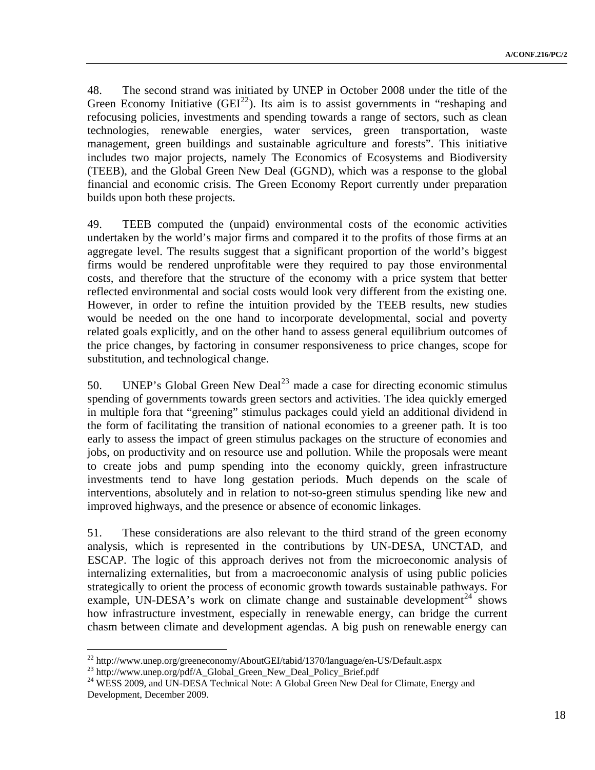48. The second strand was initiated by UNEP in October 2008 under the title of the Green Economy Initiative (GEI[22]). Its aim is to assist governments in "reshaping and refocusing policies, investments and spending towards a range of sectors, such as clean technologies, renewable energies, water services, green transportation, waste management, green buildings and sustainable agriculture and forests". This initiative includes two major projects, namely The Economics of Ecosystems and Biodiversity (TEEB), and the Global Green New Deal (GGND), which was a response to the global financial and economic crisis. The Green Economy Report currently under preparation builds upon both these projects.

49. TEEB computed the (unpaid) environmental costs of the economic activities undertaken by the world's major firms and compared it to the profits of those firms at an aggregate level. The results suggest that a significant proportion of the world's biggest firms would be rendered unprofitable were they required to pay those environmental costs, and therefore that the structure of the economy with a price system that better reflected environmental and social costs would look very different from the existing one. However, in order to refine the intuition provided by the TEEB results, new studies would be needed on the one hand to incorporate developmental, social and poverty related goals explicitly, and on the other hand to assess general equilibrium outcomes of the price changes, by factoring in consumer responsiveness to price changes, scope for substitution, and technological change.

50. UNEP's Global Green New Deal[23] made a case for directing economic stimulus spending of governments towards green sectors and activities. The idea quickly emerged in multiple fora that "greening" stimulus packages could yield an additional dividend in the form of facilitating the transition of national economies to a greener path. It is too early to assess the impact of green stimulus packages on the structure of economies and jobs, on productivity and on resource use and pollution. While the proposals were meant to create jobs and pump spending into the economy quickly, green infrastructure investments tend to have long gestation periods. Much depends on the scale of interventions, absolutely and in relation to not-so-green stimulus spending like new and improved highways, and the presence or absence of economic linkages.

51. These considerations are also relevant to the third strand of the green economy analysis, which is represented in the contributions by UN-DESA, UNCTAD, and ESCAP. The logic of this approach derives not from the microeconomic analysis of internalizing externalities, but from a macroeconomic analysis of using public policies strategically to orient the process of economic growth towards sustainable pathways. For example, UN-DESA's work on climate change and sustainable development[24] shows how infrastructure investment, especially in renewable energy, can bridge the current chasm between climate and development agendas. A big push on renewable energy can

---

[22] http://www.unep.org/greeneconomy/AboutGEI/tabid/1370/language/en-US/Default.aspx

[23] http://www.unep.org/pdf/A_Global_Green_New_Deal_Policy_Brief.pdf

[24] WESS 2009, and UN-DESA Technical Note: A Global Green New Deal for Climate, Energy and Development, December 2009.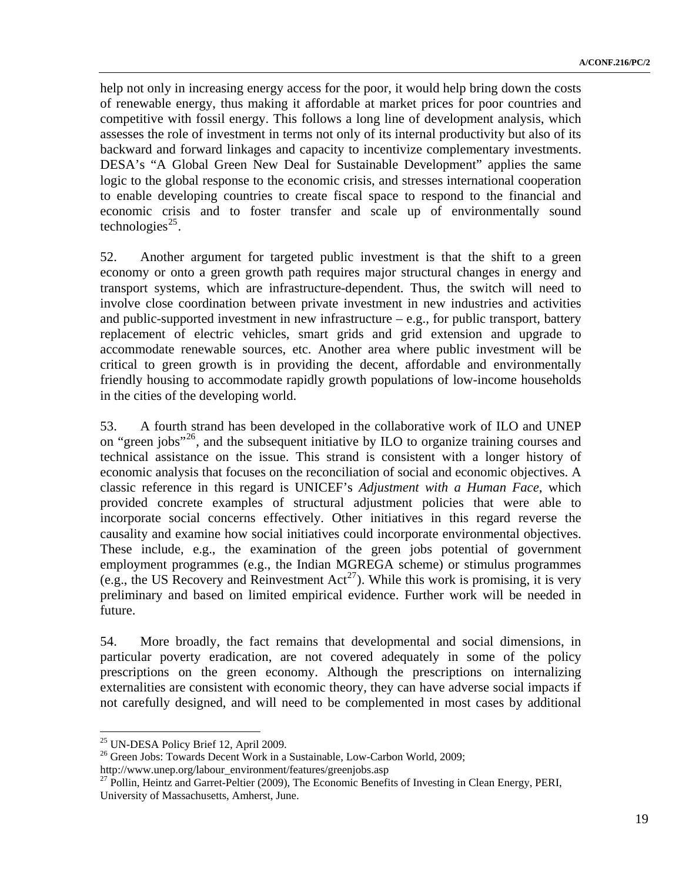help not only in increasing energy access for the poor, it would help bring down the costs of renewable energy, thus making it affordable at market prices for poor countries and competitive with fossil energy. This follows a long line of development analysis, which assesses the role of investment in terms not only of its internal productivity but also of its backward and forward linkages and capacity to incentivize complementary investments. DESA's "A Global Green New Deal for Sustainable Development" applies the same logic to the global response to the economic crisis, and stresses international cooperation to enable developing countries to create fiscal space to respond to the financial and economic crisis and to foster transfer and scale up of environmentally sound technologies[25].

52. Another argument for targeted public investment is that the shift to a green economy or onto a green growth path requires major structural changes in energy and transport systems, which are infrastructure-dependent. Thus, the switch will need to involve close coordination between private investment in new industries and activities and public-supported investment in new infrastructure – e.g., for public transport, battery replacement of electric vehicles, smart grids and grid extension and upgrade to accommodate renewable sources, etc. Another area where public investment will be critical to green growth is in providing the decent, affordable and environmentally friendly housing to accommodate rapidly growth populations of low-income households in the cities of the developing world.

53. A fourth strand has been developed in the collaborative work of ILO and UNEP on "green jobs"[26], and the subsequent initiative by ILO to organize training courses and technical assistance on the issue. This strand is consistent with a longer history of economic analysis that focuses on the reconciliation of social and economic objectives. A classic reference in this regard is UNICEF's *Adjustment with a Human Face*, which provided concrete examples of structural adjustment policies that were able to incorporate social concerns effectively. Other initiatives in this regard reverse the causality and examine how social initiatives could incorporate environmental objectives. These include, e.g., the examination of the green jobs potential of government employment programmes (e.g., the Indian MGREGA scheme) or stimulus programmes (e.g., the US Recovery and Reinvestment Act[27]). While this work is promising, it is very preliminary and based on limited empirical evidence. Further work will be needed in future.

54. More broadly, the fact remains that developmental and social dimensions, in particular poverty eradication, are not covered adequately in some of the policy prescriptions on the green economy. Although the prescriptions on internalizing externalities are consistent with economic theory, they can have adverse social impacts if not carefully designed, and will need to be complemented in most cases by additional

---

[25] UN-DESA Policy Brief 12, April 2009.

[26] Green Jobs: Towards Decent Work in a Sustainable, Low-Carbon World, 2009; http://www.unep.org/labour_environment/features/greenjobs.asp

[27] Pollin, Heintz and Garret-Peltier (2009), The Economic Benefits of Investing in Clean Energy, PERI, University of Massachusetts, Amherst, June.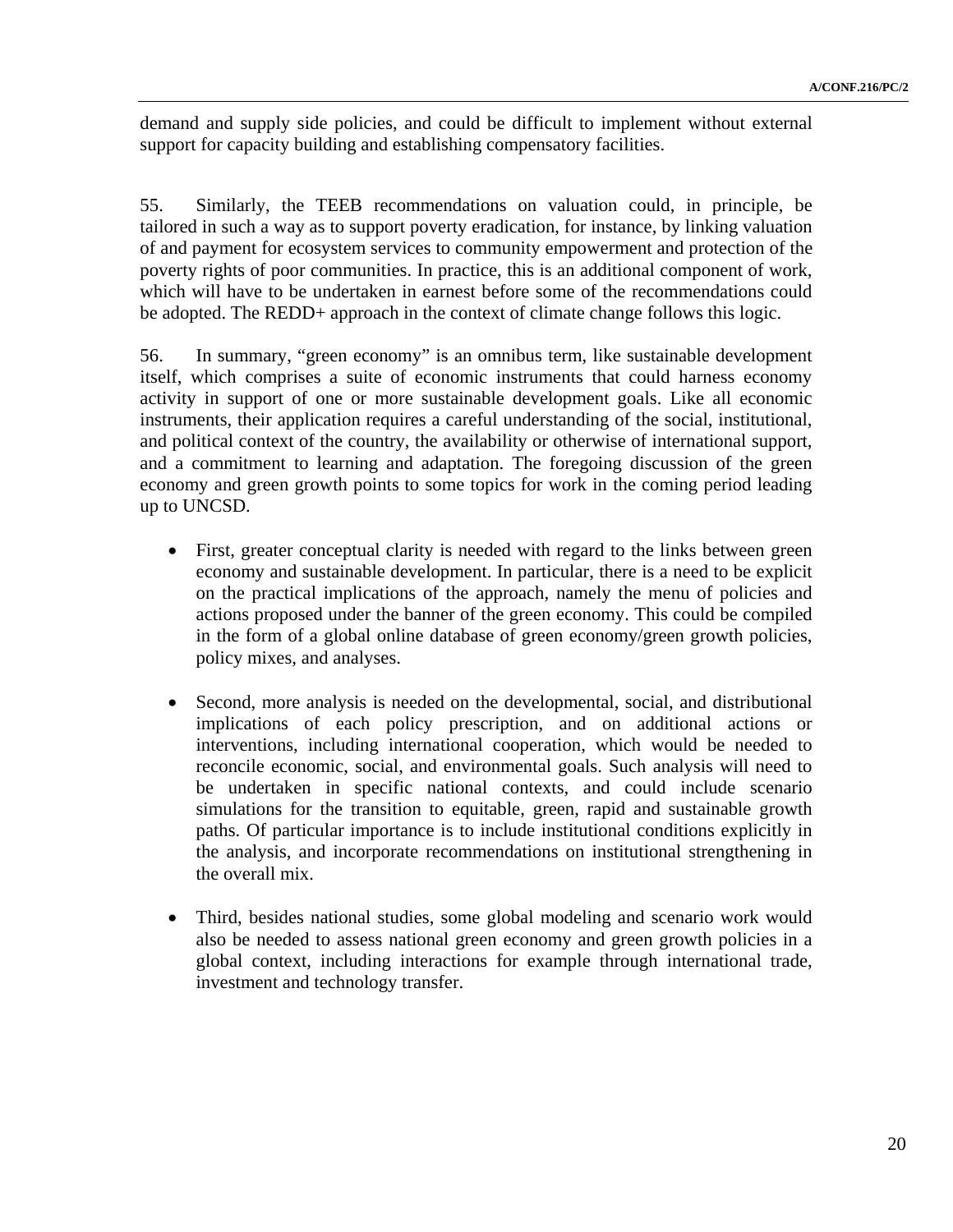demand and supply side policies, and could be difficult to implement without external support for capacity building and establishing compensatory facilities.

55. Similarly, the TEEB recommendations on valuation could, in principle, be tailored in such a way as to support poverty eradication, for instance, by linking valuation of and payment for ecosystem services to community empowerment and protection of the poverty rights of poor communities. In practice, this is an additional component of work, which will have to be undertaken in earnest before some of the recommendations could be adopted. The REDD+ approach in the context of climate change follows this logic.

56. In summary, "green economy" is an omnibus term, like sustainable development itself, which comprises a suite of economic instruments that could harness economy activity in support of one or more sustainable development goals. Like all economic instruments, their application requires a careful understanding of the social, institutional, and political context of the country, the availability or otherwise of international support, and a commitment to learning and adaptation. The foregoing discussion of the green economy and green growth points to some topics for work in the coming period leading up to UNCSD.

- First, greater conceptual clarity is needed with regard to the links between green economy and sustainable development. In particular, there is a need to be explicit on the practical implications of the approach, namely the menu of policies and actions proposed under the banner of the green economy. This could be compiled in the form of a global online database of green economy/green growth policies, policy mixes, and analyses.

- Second, more analysis is needed on the developmental, social, and distributional implications of each policy prescription, and on additional actions or interventions, including international cooperation, which would be needed to reconcile economic, social, and environmental goals. Such analysis will need to be undertaken in specific national contexts, and could include scenario simulations for the transition to equitable, green, rapid and sustainable growth paths. Of particular importance is to include institutional conditions explicitly in the analysis, and incorporate recommendations on institutional strengthening in the overall mix.

- Third, besides national studies, some global modeling and scenario work would also be needed to assess national green economy and green growth policies in a global context, including interactions for example through international trade, investment and technology transfer.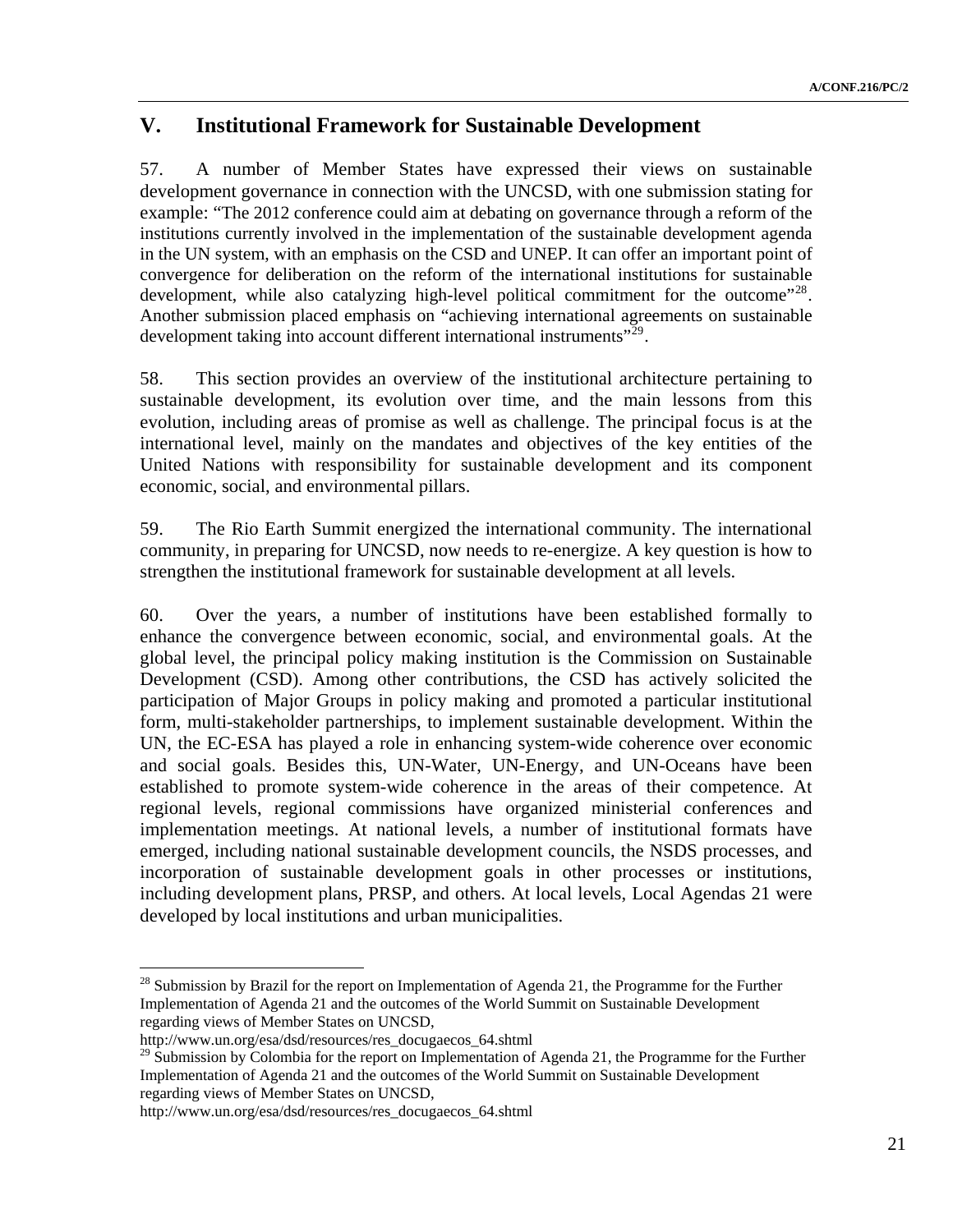## V. Institutional Framework for Sustainable Development

57. A number of Member States have expressed their views on sustainable development governance in connection with the UNCSD, with one submission stating for example: "The 2012 conference could aim at debating on governance through a reform of the institutions currently involved in the implementation of the sustainable development agenda in the UN system, with an emphasis on the CSD and UNEP. It can offer an important point of convergence for deliberation on the reform of the international institutions for sustainable development, while also catalyzing high-level political commitment for the outcome"[28]. Another submission placed emphasis on "achieving international agreements on sustainable development taking into account different international instruments"[29].

58. This section provides an overview of the institutional architecture pertaining to sustainable development, its evolution over time, and the main lessons from this evolution, including areas of promise as well as challenge. The principal focus is at the international level, mainly on the mandates and objectives of the key entities of the United Nations with responsibility for sustainable development and its component economic, social, and environmental pillars.

59. The Rio Earth Summit energized the international community. The international community, in preparing for UNCSD, now needs to re-energize. A key question is how to strengthen the institutional framework for sustainable development at all levels.

60. Over the years, a number of institutions have been established formally to enhance the convergence between economic, social, and environmental goals. At the global level, the principal policy making institution is the Commission on Sustainable Development (CSD). Among other contributions, the CSD has actively solicited the participation of Major Groups in policy making and promoted a particular institutional form, multi-stakeholder partnerships, to implement sustainable development. Within the UN, the EC-ESA has played a role in enhancing system-wide coherence over economic and social goals. Besides this, UN-Water, UN-Energy, and UN-Oceans have been established to promote system-wide coherence in the areas of their competence. At regional levels, regional commissions have organized ministerial conferences and implementation meetings. At national levels, a number of institutional formats have emerged, including national sustainable development councils, the NSDS processes, and incorporation of sustainable development goals in other processes or institutions, including development plans, PRSP, and others. At local levels, Local Agendas 21 were developed by local institutions and urban municipalities.

---

[28] Submission by Brazil for the report on Implementation of Agenda 21, the Programme for the Further Implementation of Agenda 21 and the outcomes of the World Summit on Sustainable Development regarding views of Member States on UNCSD, http://www.un.org/esa/dsd/resources/res_docugaecos_64.shtml

[29] Submission by Colombia for the report on Implementation of Agenda 21, the Programme for the Further Implementation of Agenda 21 and the outcomes of the World Summit on Sustainable Development regarding views of Member States on UNCSD, http://www.un.org/esa/dsd/resources/res_docugaecos_64.shtml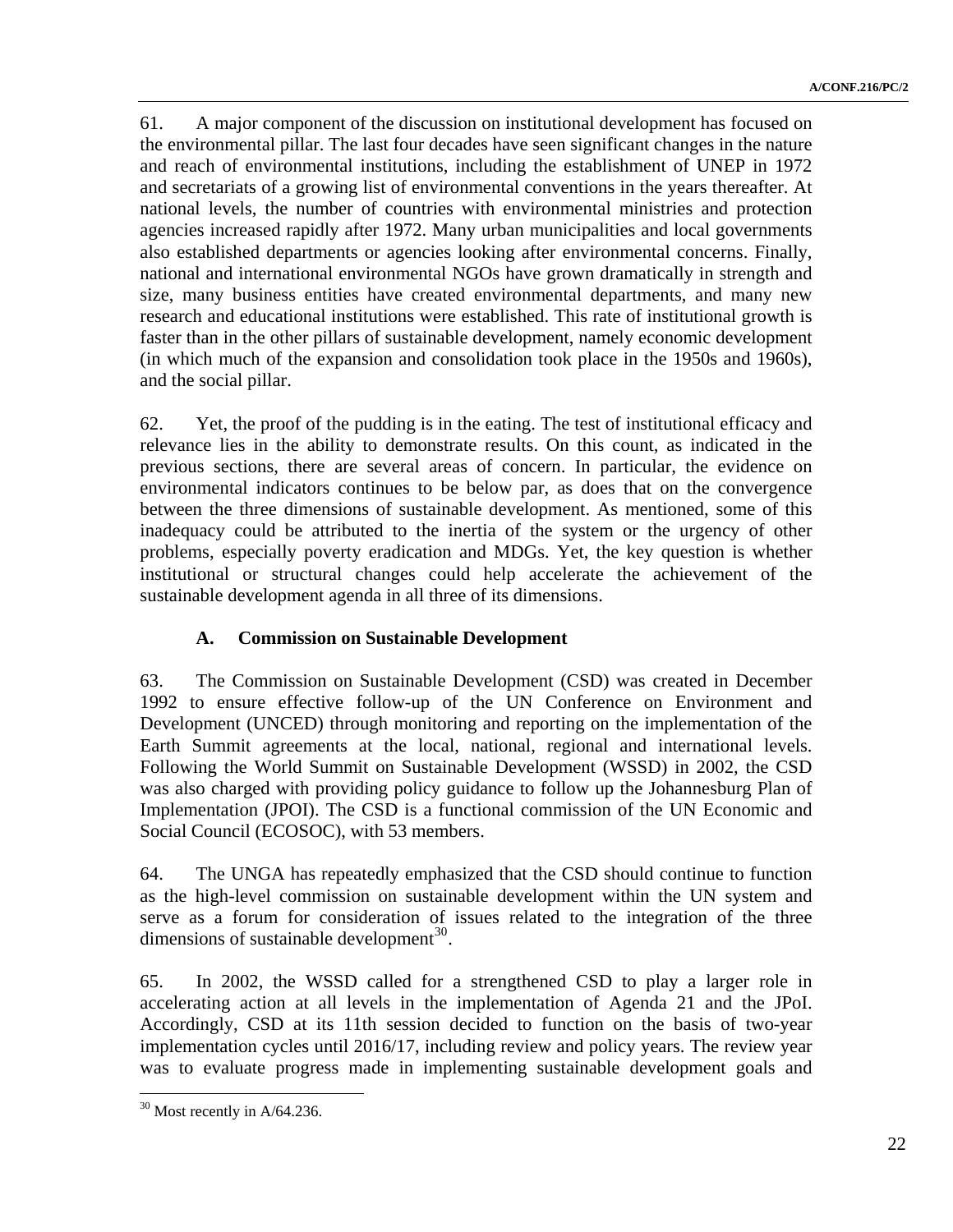61. A major component of the discussion on institutional development has focused on the environmental pillar. The last four decades have seen significant changes in the nature and reach of environmental institutions, including the establishment of UNEP in 1972 and secretariats of a growing list of environmental conventions in the years thereafter. At national levels, the number of countries with environmental ministries and protection agencies increased rapidly after 1972. Many urban municipalities and local governments also established departments or agencies looking after environmental concerns. Finally, national and international environmental NGOs have grown dramatically in strength and size, many business entities have created environmental departments, and many new research and educational institutions were established. This rate of institutional growth is faster than in the other pillars of sustainable development, namely economic development (in which much of the expansion and consolidation took place in the 1950s and 1960s), and the social pillar.

62. Yet, the proof of the pudding is in the eating. The test of institutional efficacy and relevance lies in the ability to demonstrate results. On this count, as indicated in the previous sections, there are several areas of concern. In particular, the evidence on environmental indicators continues to be below par, as does that on the convergence between the three dimensions of sustainable development. As mentioned, some of this inadequacy could be attributed to the inertia of the system or the urgency of other problems, especially poverty eradication and MDGs. Yet, the key question is whether institutional or structural changes could help accelerate the achievement of the sustainable development agenda in all three of its dimensions.

### A. Commission on Sustainable Development

63. The Commission on Sustainable Development (CSD) was created in December 1992 to ensure effective follow-up of the UN Conference on Environment and Development (UNCED) through monitoring and reporting on the implementation of the Earth Summit agreements at the local, national, regional and international levels. Following the World Summit on Sustainable Development (WSSD) in 2002, the CSD was also charged with providing policy guidance to follow up the Johannesburg Plan of Implementation (JPOI). The CSD is a functional commission of the UN Economic and Social Council (ECOSOC), with 53 members.

64. The UNGA has repeatedly emphasized that the CSD should continue to function as the high-level commission on sustainable development within the UN system and serve as a forum for consideration of issues related to the integration of the three dimensions of sustainable development[30].

65. In 2002, the WSSD called for a strengthened CSD to play a larger role in accelerating action at all levels in the implementation of Agenda 21 and the JPoI. Accordingly, CSD at its 11th session decided to function on the basis of two-year implementation cycles until 2016/17, including review and policy years. The review year was to evaluate progress made in implementing sustainable development goals and

---

[30] Most recently in A/64.236.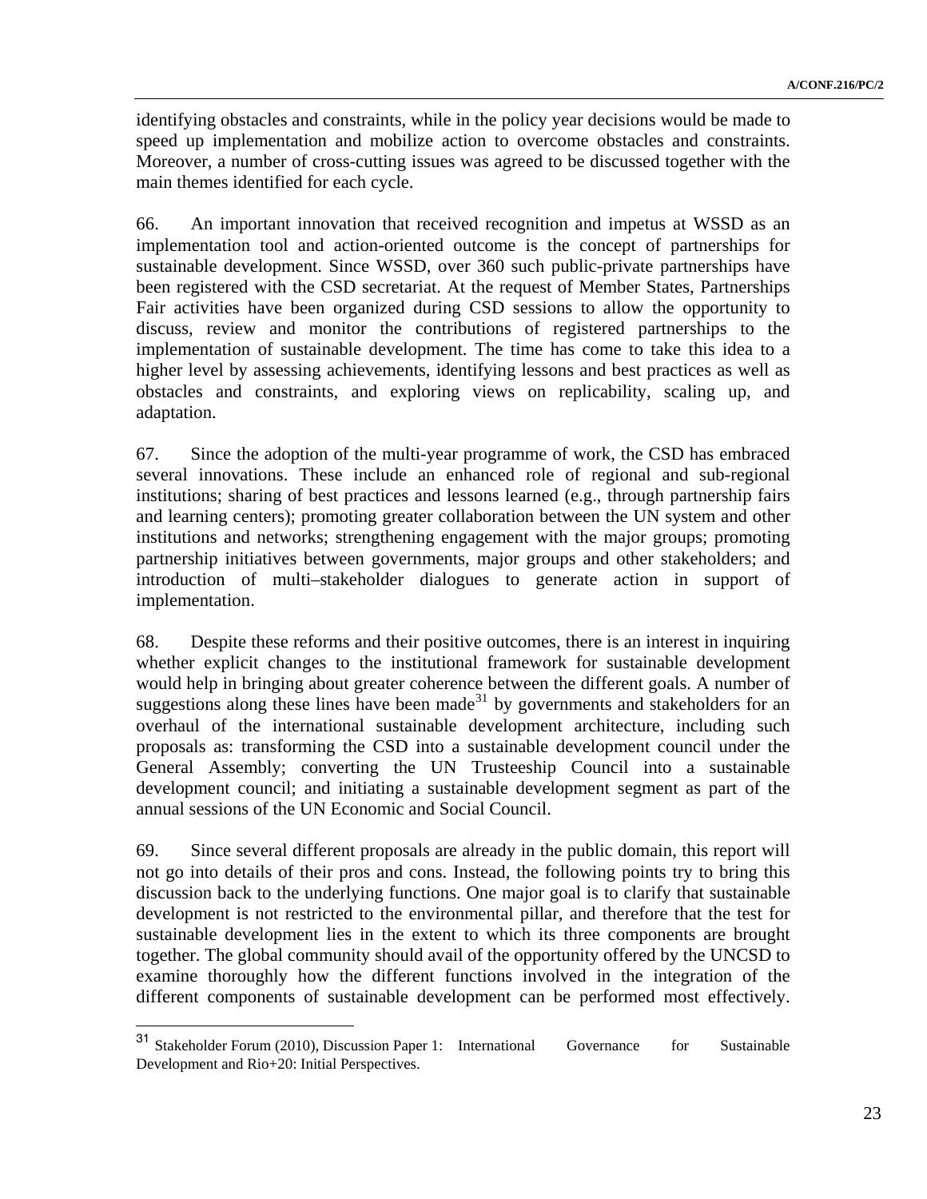identifying obstacles and constraints, while in the policy year decisions would be made to speed up implementation and mobilize action to overcome obstacles and constraints. Moreover, a number of cross-cutting issues was agreed to be discussed together with the main themes identified for each cycle.

66. An important innovation that received recognition and impetus at WSSD as an implementation tool and action-oriented outcome is the concept of partnerships for sustainable development. Since WSSD, over 360 such public-private partnerships have been registered with the CSD secretariat. At the request of Member States, Partnerships Fair activities have been organized during CSD sessions to allow the opportunity to discuss, review and monitor the contributions of registered partnerships to the implementation of sustainable development. The time has come to take this idea to a higher level by assessing achievements, identifying lessons and best practices as well as obstacles and constraints, and exploring views on replicability, scaling up, and adaptation.

67. Since the adoption of the multi-year programme of work, the CSD has embraced several innovations. These include an enhanced role of regional and sub-regional institutions; sharing of best practices and lessons learned (e.g., through partnership fairs and learning centers); promoting greater collaboration between the UN system and other institutions and networks; strengthening engagement with the major groups; promoting partnership initiatives between governments, major groups and other stakeholders; and introduction of multi–stakeholder dialogues to generate action in support of implementation.

68. Despite these reforms and their positive outcomes, there is an interest in inquiring whether explicit changes to the institutional framework for sustainable development would help in bringing about greater coherence between the different goals. A number of suggestions along these lines have been made[31] by governments and stakeholders for an overhaul of the international sustainable development architecture, including such proposals as: transforming the CSD into a sustainable development council under the General Assembly; converting the UN Trusteeship Council into a sustainable development council; and initiating a sustainable development segment as part of the annual sessions of the UN Economic and Social Council.

69. Since several different proposals are already in the public domain, this report will not go into details of their pros and cons. Instead, the following points try to bring this discussion back to the underlying functions. One major goal is to clarify that sustainable development is not restricted to the environmental pillar, and therefore that the test for sustainable development lies in the extent to which its three components are brought together. The global community should avail of the opportunity offered by the UNCSD to examine thoroughly how the different functions involved in the integration of the different components of sustainable development can be performed most effectively.

---

[31] Stakeholder Forum (2010), Discussion Paper 1: International Governance for Sustainable Development and Rio+20: Initial Perspectives.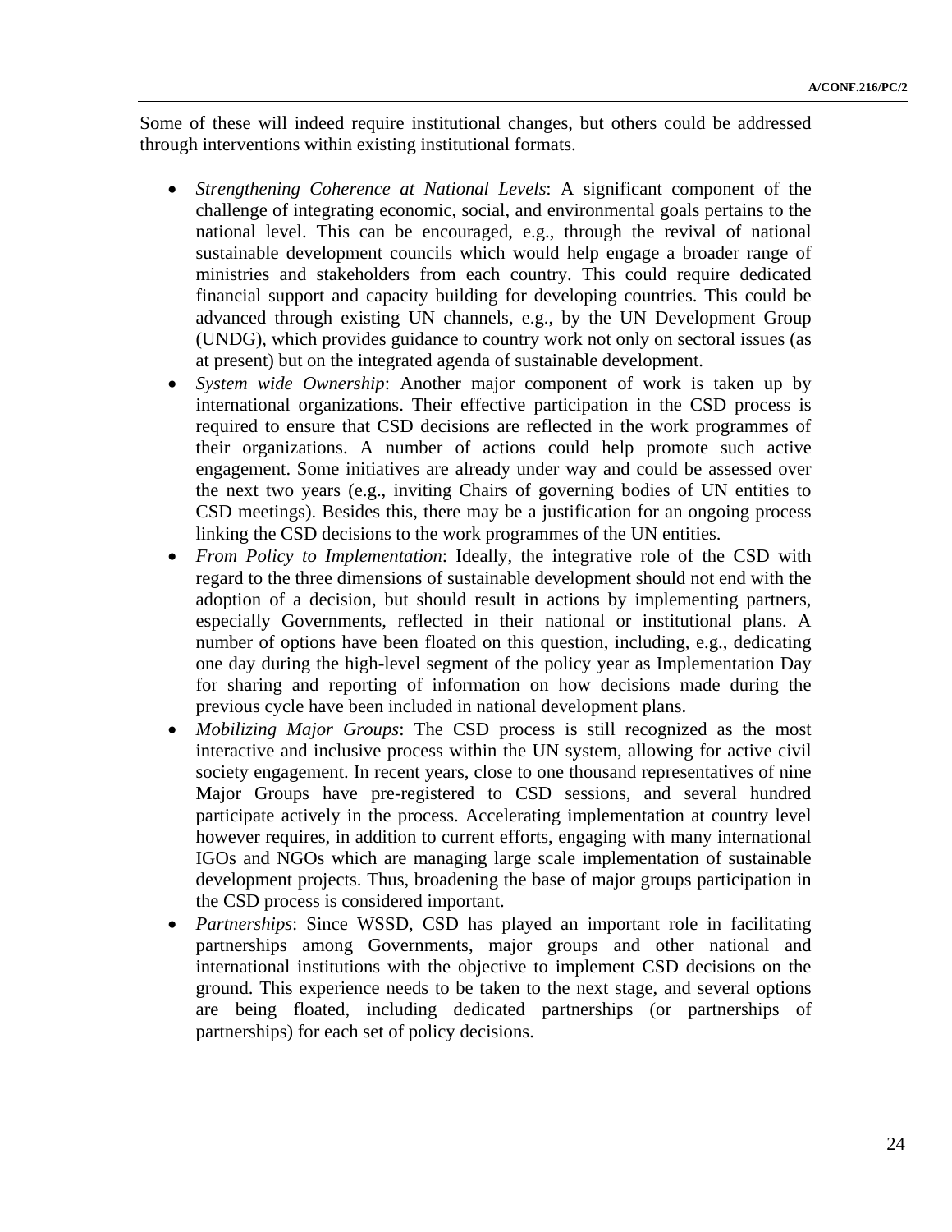Some of these will indeed require institutional changes, but others could be addressed through interventions within existing institutional formats.

- *Strengthening Coherence at National Levels*: A significant component of the challenge of integrating economic, social, and environmental goals pertains to the national level. This can be encouraged, e.g., through the revival of national sustainable development councils which would help engage a broader range of ministries and stakeholders from each country. This could require dedicated financial support and capacity building for developing countries. This could be advanced through existing UN channels, e.g., by the UN Development Group (UNDG), which provides guidance to country work not only on sectoral issues (as at present) but on the integrated agenda of sustainable development.
- *System wide Ownership*: Another major component of work is taken up by international organizations. Their effective participation in the CSD process is required to ensure that CSD decisions are reflected in the work programmes of their organizations. A number of actions could help promote such active engagement. Some initiatives are already under way and could be assessed over the next two years (e.g., inviting Chairs of governing bodies of UN entities to CSD meetings). Besides this, there may be a justification for an ongoing process linking the CSD decisions to the work programmes of the UN entities.
- *From Policy to Implementation*: Ideally, the integrative role of the CSD with regard to the three dimensions of sustainable development should not end with the adoption of a decision, but should result in actions by implementing partners, especially Governments, reflected in their national or institutional plans. A number of options have been floated on this question, including, e.g., dedicating one day during the high-level segment of the policy year as Implementation Day for sharing and reporting of information on how decisions made during the previous cycle have been included in national development plans.
- *Mobilizing Major Groups*: The CSD process is still recognized as the most interactive and inclusive process within the UN system, allowing for active civil society engagement. In recent years, close to one thousand representatives of nine Major Groups have pre-registered to CSD sessions, and several hundred participate actively in the process. Accelerating implementation at country level however requires, in addition to current efforts, engaging with many international IGOs and NGOs which are managing large scale implementation of sustainable development projects. Thus, broadening the base of major groups participation in the CSD process is considered important.
- *Partnerships*: Since WSSD, CSD has played an important role in facilitating partnerships among Governments, major groups and other national and international institutions with the objective to implement CSD decisions on the ground. This experience needs to be taken to the next stage, and several options are being floated, including dedicated partnerships (or partnerships of partnerships) for each set of policy decisions.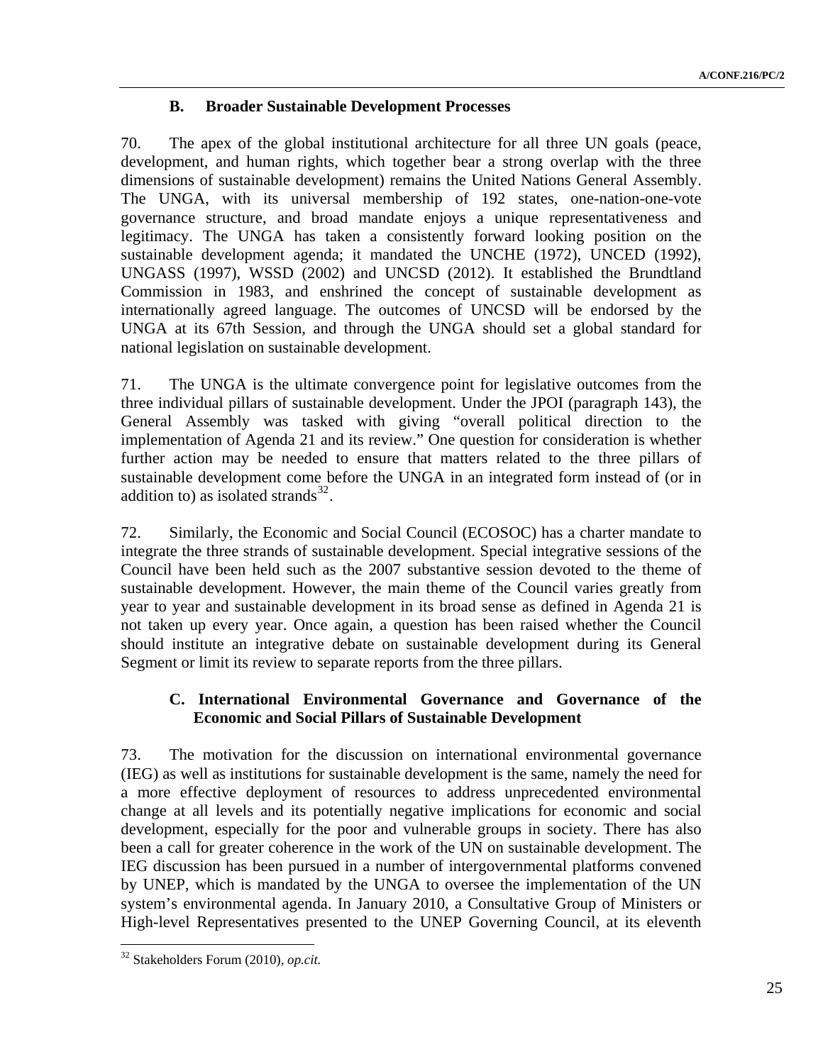### B. Broader Sustainable Development Processes

70. The apex of the global institutional architecture for all three UN goals (peace, development, and human rights, which together bear a strong overlap with the three dimensions of sustainable development) remains the United Nations General Assembly. The UNGA, with its universal membership of 192 states, one-nation-one-vote governance structure, and broad mandate enjoys a unique representativeness and legitimacy. The UNGA has taken a consistently forward looking position on the sustainable development agenda; it mandated the UNCHE (1972), UNCED (1992), UNGASS (1997), WSSD (2002) and UNCSD (2012). It established the Brundtland Commission in 1983, and enshrined the concept of sustainable development as internationally agreed language. The outcomes of UNCSD will be endorsed by the UNGA at its 67th Session, and through the UNGA should set a global standard for national legislation on sustainable development.

71. The UNGA is the ultimate convergence point for legislative outcomes from the three individual pillars of sustainable development. Under the JPOI (paragraph 143), the General Assembly was tasked with giving "overall political direction to the implementation of Agenda 21 and its review." One question for consideration is whether further action may be needed to ensure that matters related to the three pillars of sustainable development come before the UNGA in an integrated form instead of (or in addition to) as isolated strands[32].

72. Similarly, the Economic and Social Council (ECOSOC) has a charter mandate to integrate the three strands of sustainable development. Special integrative sessions of the Council have been held such as the 2007 substantive session devoted to the theme of sustainable development. However, the main theme of the Council varies greatly from year to year and sustainable development in its broad sense as defined in Agenda 21 is not taken up every year. Once again, a question has been raised whether the Council should institute an integrative debate on sustainable development during its General Segment or limit its review to separate reports from the three pillars.

### C. International Environmental Governance and Governance of the Economic and Social Pillars of Sustainable Development

73. The motivation for the discussion on international environmental governance (IEG) as well as institutions for sustainable development is the same, namely the need for a more effective deployment of resources to address unprecedented environmental change at all levels and its potentially negative implications for economic and social development, especially for the poor and vulnerable groups in society. There has also been a call for greater coherence in the work of the UN on sustainable development. The IEG discussion has been pursued in a number of intergovernmental platforms convened by UNEP, which is mandated by the UNGA to oversee the implementation of the UN system's environmental agenda. In January 2010, a Consultative Group of Ministers or High-level Representatives presented to the UNEP Governing Council, at its eleventh

---

[32] Stakeholders Forum (2010), *op.cit.*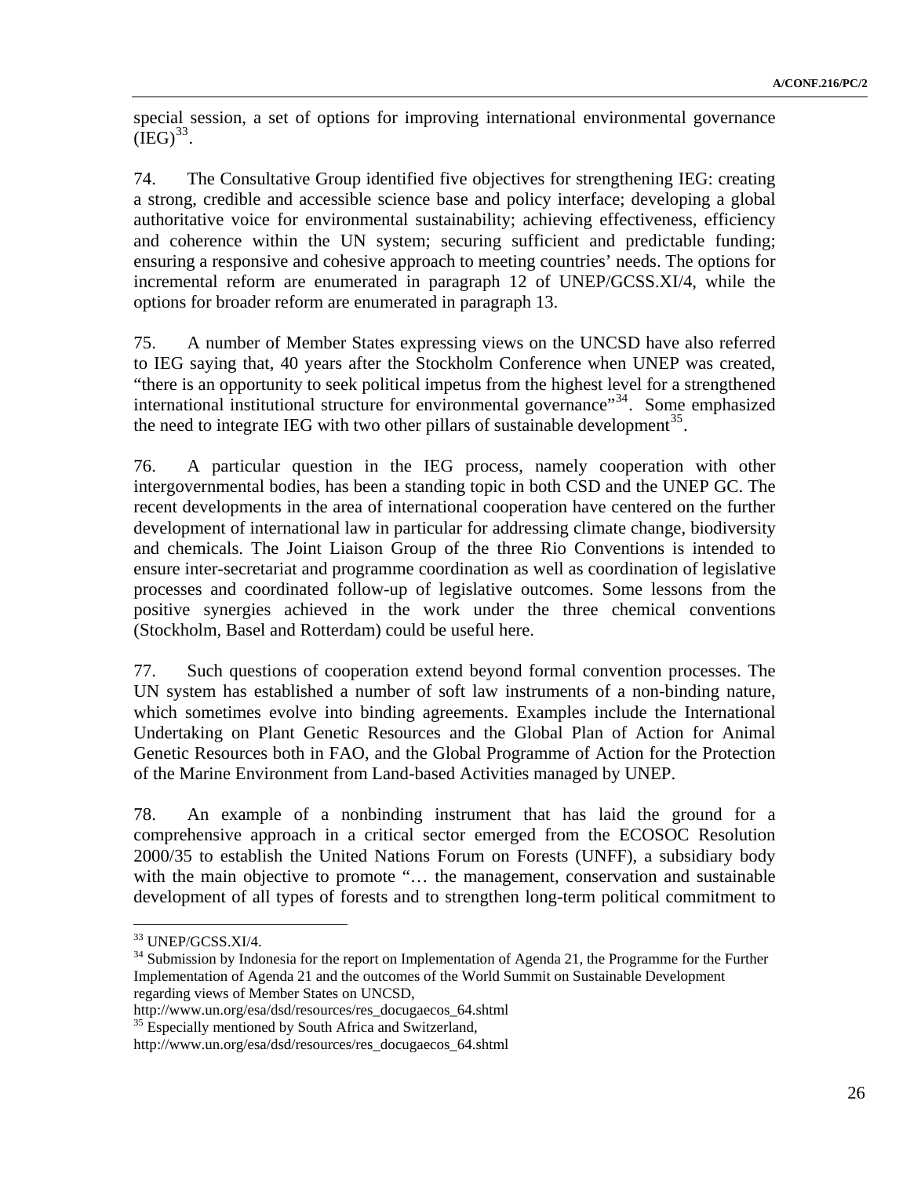special session, a set of options for improving international environmental governance (IEG)[33].

74. The Consultative Group identified five objectives for strengthening IEG: creating a strong, credible and accessible science base and policy interface; developing a global authoritative voice for environmental sustainability; achieving effectiveness, efficiency and coherence within the UN system; securing sufficient and predictable funding; ensuring a responsive and cohesive approach to meeting countries' needs. The options for incremental reform are enumerated in paragraph 12 of UNEP/GCSS.XI/4, while the options for broader reform are enumerated in paragraph 13.

75. A number of Member States expressing views on the UNCSD have also referred to IEG saying that, 40 years after the Stockholm Conference when UNEP was created, "there is an opportunity to seek political impetus from the highest level for a strengthened international institutional structure for environmental governance"[34]. Some emphasized the need to integrate IEG with two other pillars of sustainable development[35].

76. A particular question in the IEG process, namely cooperation with other intergovernmental bodies, has been a standing topic in both CSD and the UNEP GC. The recent developments in the area of international cooperation have centered on the further development of international law in particular for addressing climate change, biodiversity and chemicals. The Joint Liaison Group of the three Rio Conventions is intended to ensure inter-secretariat and programme coordination as well as coordination of legislative processes and coordinated follow-up of legislative outcomes. Some lessons from the positive synergies achieved in the work under the three chemical conventions (Stockholm, Basel and Rotterdam) could be useful here.

77. Such questions of cooperation extend beyond formal convention processes. The UN system has established a number of soft law instruments of a non-binding nature, which sometimes evolve into binding agreements. Examples include the International Undertaking on Plant Genetic Resources and the Global Plan of Action for Animal Genetic Resources both in FAO, and the Global Programme of Action for the Protection of the Marine Environment from Land-based Activities managed by UNEP.

78. An example of a nonbinding instrument that has laid the ground for a comprehensive approach in a critical sector emerged from the ECOSOC Resolution 2000/35 to establish the United Nations Forum on Forests (UNFF), a subsidiary body with the main objective to promote "… the management, conservation and sustainable development of all types of forests and to strengthen long-term political commitment to

---

[33] UNEP/GCSS.XI/4.

[34] Submission by Indonesia for the report on Implementation of Agenda 21, the Programme for the Further Implementation of Agenda 21 and the outcomes of the World Summit on Sustainable Development regarding views of Member States on UNCSD, http://www.un.org/esa/dsd/resources/res_docugaecos_64.shtml

[35] Especially mentioned by South Africa and Switzerland, http://www.un.org/esa/dsd/resources/res_docugaecos_64.shtml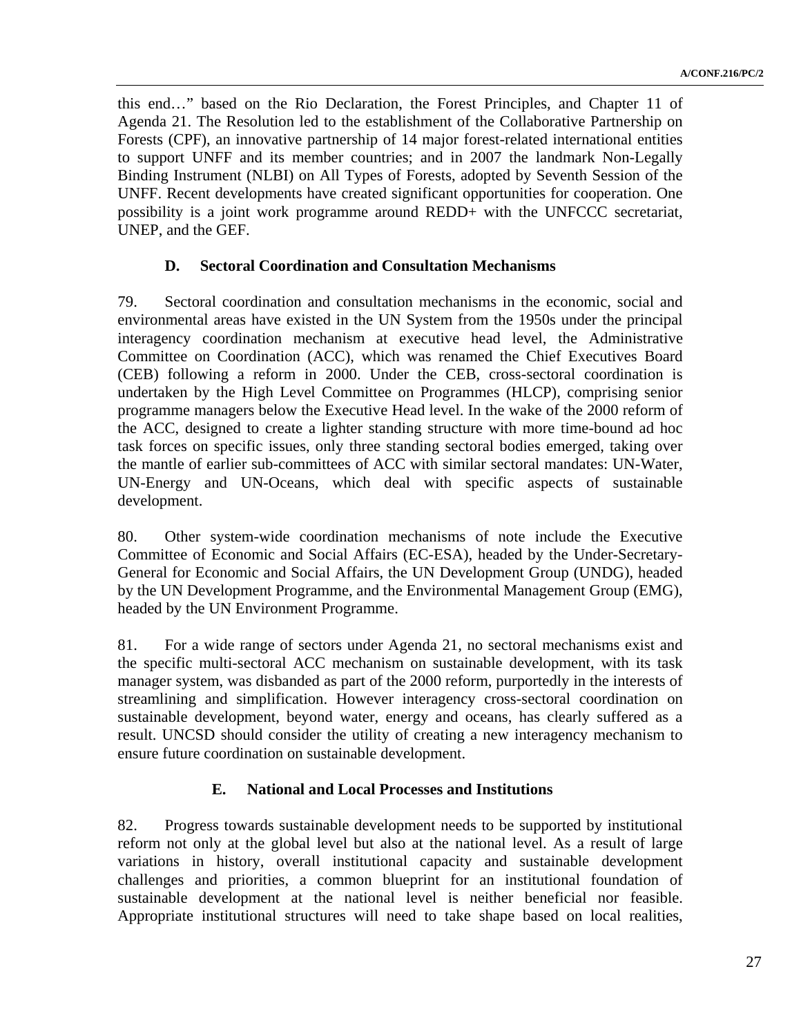this end…" based on the Rio Declaration, the Forest Principles, and Chapter 11 of Agenda 21. The Resolution led to the establishment of the Collaborative Partnership on Forests (CPF), an innovative partnership of 14 major forest-related international entities to support UNFF and its member countries; and in 2007 the landmark Non-Legally Binding Instrument (NLBI) on All Types of Forests, adopted by Seventh Session of the UNFF. Recent developments have created significant opportunities for cooperation. One possibility is a joint work programme around REDD+ with the UNFCCC secretariat, UNEP, and the GEF.

### D. Sectoral Coordination and Consultation Mechanisms

79. Sectoral coordination and consultation mechanisms in the economic, social and environmental areas have existed in the UN System from the 1950s under the principal interagency coordination mechanism at executive head level, the Administrative Committee on Coordination (ACC), which was renamed the Chief Executives Board (CEB) following a reform in 2000. Under the CEB, cross-sectoral coordination is undertaken by the High Level Committee on Programmes (HLCP), comprising senior programme managers below the Executive Head level. In the wake of the 2000 reform of the ACC, designed to create a lighter standing structure with more time-bound ad hoc task forces on specific issues, only three standing sectoral bodies emerged, taking over the mantle of earlier sub-committees of ACC with similar sectoral mandates: UN-Water, UN-Energy and UN-Oceans, which deal with specific aspects of sustainable development.

80. Other system-wide coordination mechanisms of note include the Executive Committee of Economic and Social Affairs (EC-ESA), headed by the Under-Secretary-General for Economic and Social Affairs, the UN Development Group (UNDG), headed by the UN Development Programme, and the Environmental Management Group (EMG), headed by the UN Environment Programme.

81. For a wide range of sectors under Agenda 21, no sectoral mechanisms exist and the specific multi-sectoral ACC mechanism on sustainable development, with its task manager system, was disbanded as part of the 2000 reform, purportedly in the interests of streamlining and simplification. However interagency cross-sectoral coordination on sustainable development, beyond water, energy and oceans, has clearly suffered as a result. UNCSD should consider the utility of creating a new interagency mechanism to ensure future coordination on sustainable development.

### E. National and Local Processes and Institutions

82. Progress towards sustainable development needs to be supported by institutional reform not only at the global level but also at the national level. As a result of large variations in history, overall institutional capacity and sustainable development challenges and priorities, a common blueprint for an institutional foundation of sustainable development at the national level is neither beneficial nor feasible. Appropriate institutional structures will need to take shape based on local realities,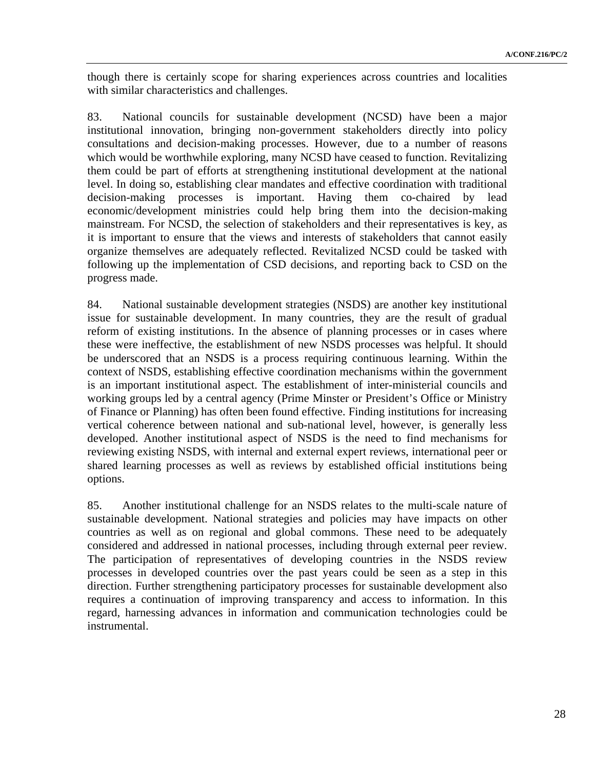though there is certainly scope for sharing experiences across countries and localities with similar characteristics and challenges.

83. National councils for sustainable development (NCSD) have been a major institutional innovation, bringing non-government stakeholders directly into policy consultations and decision-making processes. However, due to a number of reasons which would be worthwhile exploring, many NCSD have ceased to function. Revitalizing them could be part of efforts at strengthening institutional development at the national level. In doing so, establishing clear mandates and effective coordination with traditional decision-making processes is important. Having them co-chaired by lead economic/development ministries could help bring them into the decision-making mainstream. For NCSD, the selection of stakeholders and their representatives is key, as it is important to ensure that the views and interests of stakeholders that cannot easily organize themselves are adequately reflected. Revitalized NCSD could be tasked with following up the implementation of CSD decisions, and reporting back to CSD on the progress made.

84. National sustainable development strategies (NSDS) are another key institutional issue for sustainable development. In many countries, they are the result of gradual reform of existing institutions. In the absence of planning processes or in cases where these were ineffective, the establishment of new NSDS processes was helpful. It should be underscored that an NSDS is a process requiring continuous learning. Within the context of NSDS, establishing effective coordination mechanisms within the government is an important institutional aspect. The establishment of inter-ministerial councils and working groups led by a central agency (Prime Minster or President's Office or Ministry of Finance or Planning) has often been found effective. Finding institutions for increasing vertical coherence between national and sub-national level, however, is generally less developed. Another institutional aspect of NSDS is the need to find mechanisms for reviewing existing NSDS, with internal and external expert reviews, international peer or shared learning processes as well as reviews by established official institutions being options.

85. Another institutional challenge for an NSDS relates to the multi-scale nature of sustainable development. National strategies and policies may have impacts on other countries as well as on regional and global commons. These need to be adequately considered and addressed in national processes, including through external peer review. The participation of representatives of developing countries in the NSDS review processes in developed countries over the past years could be seen as a step in this direction. Further strengthening participatory processes for sustainable development also requires a continuation of improving transparency and access to information. In this regard, harnessing advances in information and communication technologies could be instrumental.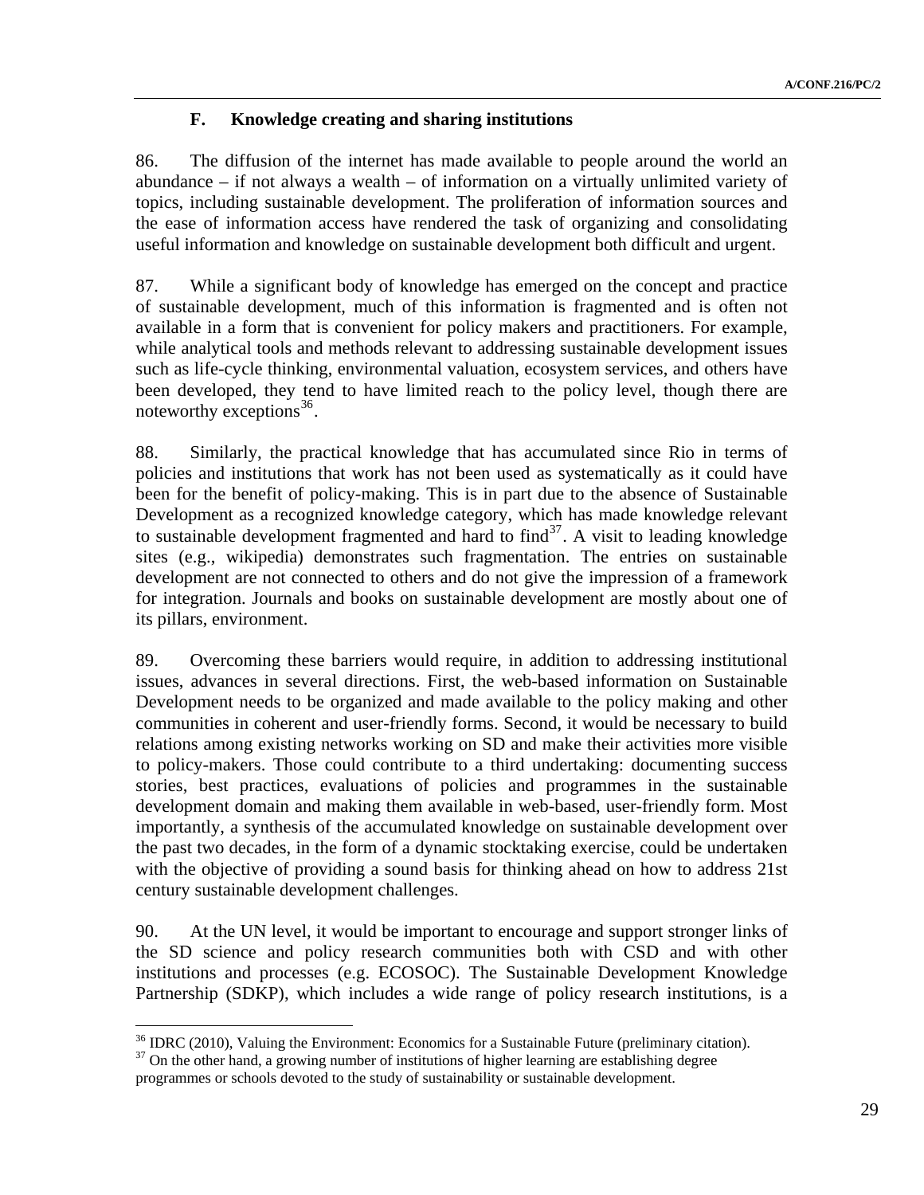### F. Knowledge creating and sharing institutions

86. The diffusion of the internet has made available to people around the world an abundance – if not always a wealth – of information on a virtually unlimited variety of topics, including sustainable development. The proliferation of information sources and the ease of information access have rendered the task of organizing and consolidating useful information and knowledge on sustainable development both difficult and urgent.

87. While a significant body of knowledge has emerged on the concept and practice of sustainable development, much of this information is fragmented and is often not available in a form that is convenient for policy makers and practitioners. For example, while analytical tools and methods relevant to addressing sustainable development issues such as life-cycle thinking, environmental valuation, ecosystem services, and others have been developed, they tend to have limited reach to the policy level, though there are noteworthy exceptions[36].

88. Similarly, the practical knowledge that has accumulated since Rio in terms of policies and institutions that work has not been used as systematically as it could have been for the benefit of policy-making. This is in part due to the absence of Sustainable Development as a recognized knowledge category, which has made knowledge relevant to sustainable development fragmented and hard to find[37]. A visit to leading knowledge sites (e.g., wikipedia) demonstrates such fragmentation. The entries on sustainable development are not connected to others and do not give the impression of a framework for integration. Journals and books on sustainable development are mostly about one of its pillars, environment.

89. Overcoming these barriers would require, in addition to addressing institutional issues, advances in several directions. First, the web-based information on Sustainable Development needs to be organized and made available to the policy making and other communities in coherent and user-friendly forms. Second, it would be necessary to build relations among existing networks working on SD and make their activities more visible to policy-makers. Those could contribute to a third undertaking: documenting success stories, best practices, evaluations of policies and programmes in the sustainable development domain and making them available in web-based, user-friendly form. Most importantly, a synthesis of the accumulated knowledge on sustainable development over the past two decades, in the form of a dynamic stocktaking exercise, could be undertaken with the objective of providing a sound basis for thinking ahead on how to address 21st century sustainable development challenges.

90. At the UN level, it would be important to encourage and support stronger links of the SD science and policy research communities both with CSD and with other institutions and processes (e.g. ECOSOC). The Sustainable Development Knowledge Partnership (SDKP), which includes a wide range of policy research institutions, is a

---

[36] IDRC (2010), Valuing the Environment: Economics for a Sustainable Future (preliminary citation).

[37] On the other hand, a growing number of institutions of higher learning are establishing degree programmes or schools devoted to the study of sustainability or sustainable development.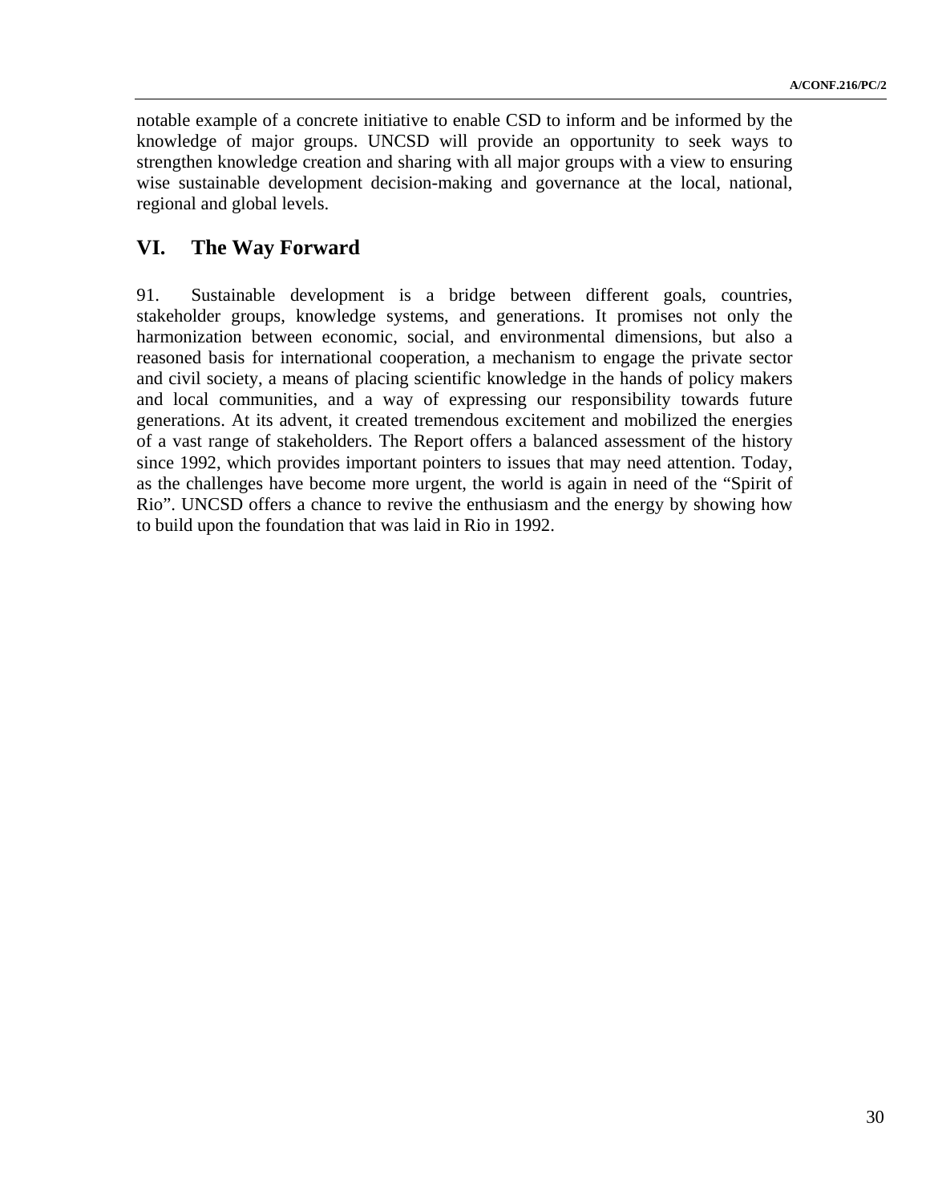notable example of a concrete initiative to enable CSD to inform and be informed by the knowledge of major groups. UNCSD will provide an opportunity to seek ways to strengthen knowledge creation and sharing with all major groups with a view to ensuring wise sustainable development decision-making and governance at the local, national, regional and global levels.

## VI. The Way Forward

91. Sustainable development is a bridge between different goals, countries, stakeholder groups, knowledge systems, and generations. It promises not only the harmonization between economic, social, and environmental dimensions, but also a reasoned basis for international cooperation, a mechanism to engage the private sector and civil society, a means of placing scientific knowledge in the hands of policy makers and local communities, and a way of expressing our responsibility towards future generations. At its advent, it created tremendous excitement and mobilized the energies of a vast range of stakeholders. The Report offers a balanced assessment of the history since 1992, which provides important pointers to issues that may need attention. Today, as the challenges have become more urgent, the world is again in need of the "Spirit of Rio". UNCSD offers a chance to revive the enthusiasm and the energy by showing how to build upon the foundation that was laid in Rio in 1992.